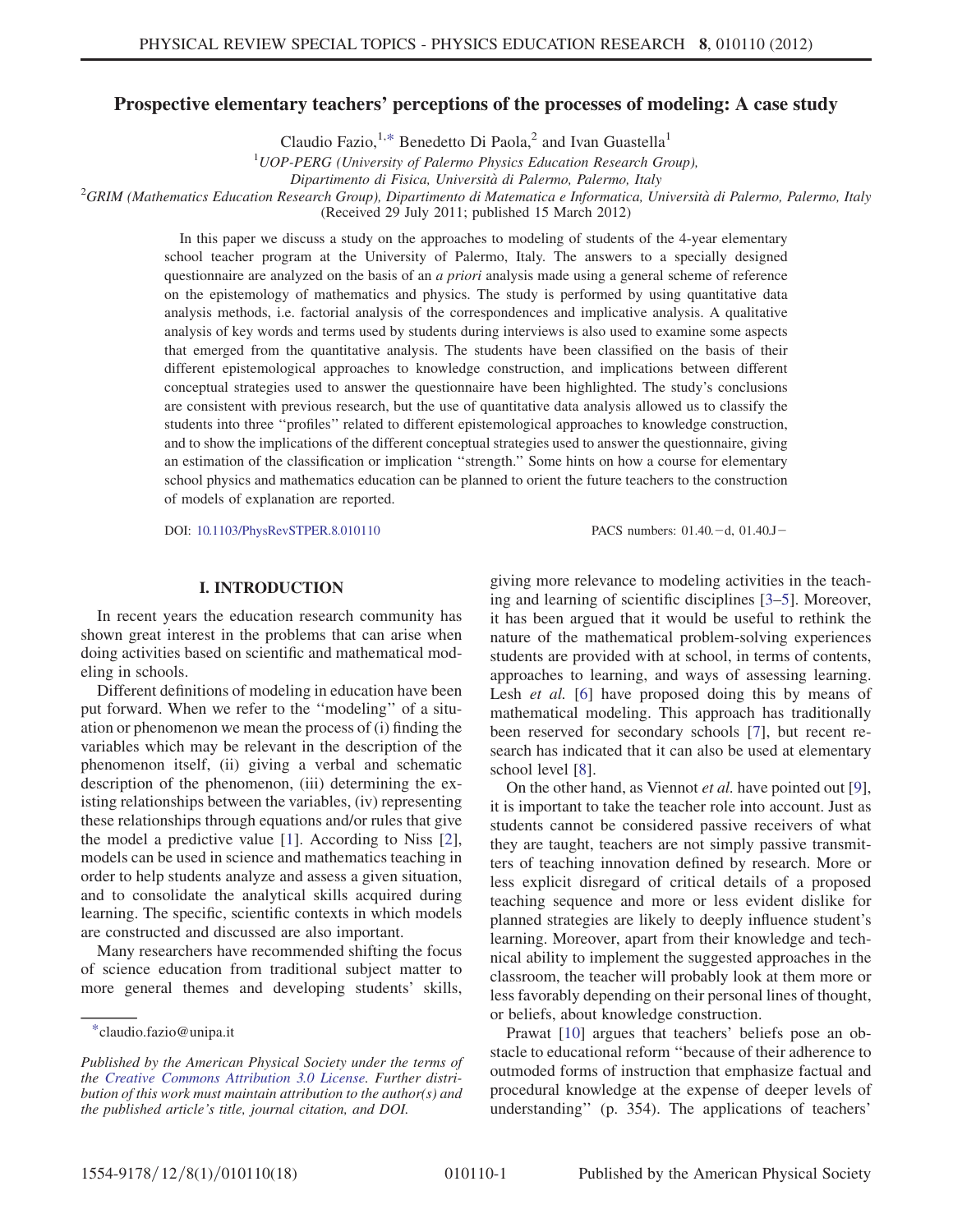# Prospective elementary teachers' perceptions of the processes of modeling: A case study

Claudio Fazio,[1,*] Benedetto Di Paola,[2] and Ivan Guastella[1]

[1]*UOP-PERG (University of Palermo Physics Education Research Group), Dipartimento di Fisica, Università di Palermo, Palermo, Italy*

[2]*GRIM (Mathematics Education Research Group), Dipartimento di Matematica e Informatica, Università di Palermo, Palermo, Italy*

(Received 29 July 2011; published 15 March 2012)

In this paper we discuss a study on the approaches to modeling of students of the 4-year elementary school teacher program at the University of Palermo, Italy. The answers to a specially designed questionnaire are analyzed on the basis of an *a priori* analysis made using a general scheme of reference on the epistemology of mathematics and physics. The study is performed by using quantitative data analysis methods, i.e. factorial analysis of the correspondences and implicative analysis. A qualitative analysis of key words and terms used by students during interviews is also used to examine some aspects that emerged from the quantitative analysis. The students have been classified on the basis of their different epistemological approaches to knowledge construction, and implications between different conceptual strategies used to answer the questionnaire have been highlighted. The study's conclusions are consistent with previous research, but the use of quantitative data analysis allowed us to classify the students into three "profiles" related to different epistemological approaches to knowledge construction, and to show the implications of the different conceptual strategies used to answer the questionnaire, giving an estimation of the classification or implication "strength." Some hints on how a course for elementary school physics and mathematics education can be planned to orient the future teachers to the construction of models of explanation are reported.

DOI: 10.1103/PhysRevSTPER.8.010110 PACS numbers: 01.40.−d, 01.40.J−

## I. INTRODUCTION

In recent years the education research community has shown great interest in the problems that can arise when doing activities based on scientific and mathematical modeling in schools.

Different definitions of modeling in education have been put forward. When we refer to the "modeling" of a situation or phenomenon we mean the process of (i) finding the variables which may be relevant in the description of the phenomenon itself, (ii) giving a verbal and schematic description of the phenomenon, (iii) determining the existing relationships between the variables, (iv) representing these relationships through equations and/or rules that give the model a predictive value [1]. According to Niss [2], models can be used in science and mathematics teaching in order to help students analyze and assess a given situation, and to consolidate the analytical skills acquired during learning. The specific, scientific contexts in which models are constructed and discussed are also important.

Many researchers have recommended shifting the focus of science education from traditional subject matter to more general themes and developing students' skills, giving more relevance to modeling activities in the teaching and learning of scientific disciplines [3–5]. Moreover, it has been argued that it would be useful to rethink the nature of the mathematical problem-solving experiences students are provided with at school, in terms of contents, approaches to learning, and ways of assessing learning. Lesh *et al.* [6] have proposed doing this by means of mathematical modeling. This approach has traditionally been reserved for secondary schools [7], but recent research has indicated that it can also be used at elementary school level [8].

On the other hand, as Viennot *et al.* have pointed out [9], it is important to take the teacher role into account. Just as students cannot be considered passive receivers of what they are taught, teachers are not simply passive transmitters of teaching innovation defined by research. More or less explicit disregard of critical details of a proposed teaching sequence and more or less evident dislike for planned strategies are likely to deeply influence student's learning. Moreover, apart from their knowledge and technical ability to implement the suggested approaches in the classroom, the teacher will probably look at them more or less favorably depending on their personal lines of thought, or beliefs, about knowledge construction.

Prawat [10] argues that teachers' beliefs pose an obstacle to educational reform "because of their adherence to outmoded forms of instruction that emphasize factual and procedural knowledge at the expense of deeper levels of understanding" (p. 354). The applications of teachers'

---

*claudio.fazio@unipa.it

*Published by the American Physical Society under the terms of the Creative Commons Attribution 3.0 License. Further distribution of this work must maintain attribution to the author(s) and the published article's title, journal citation, and DOI.*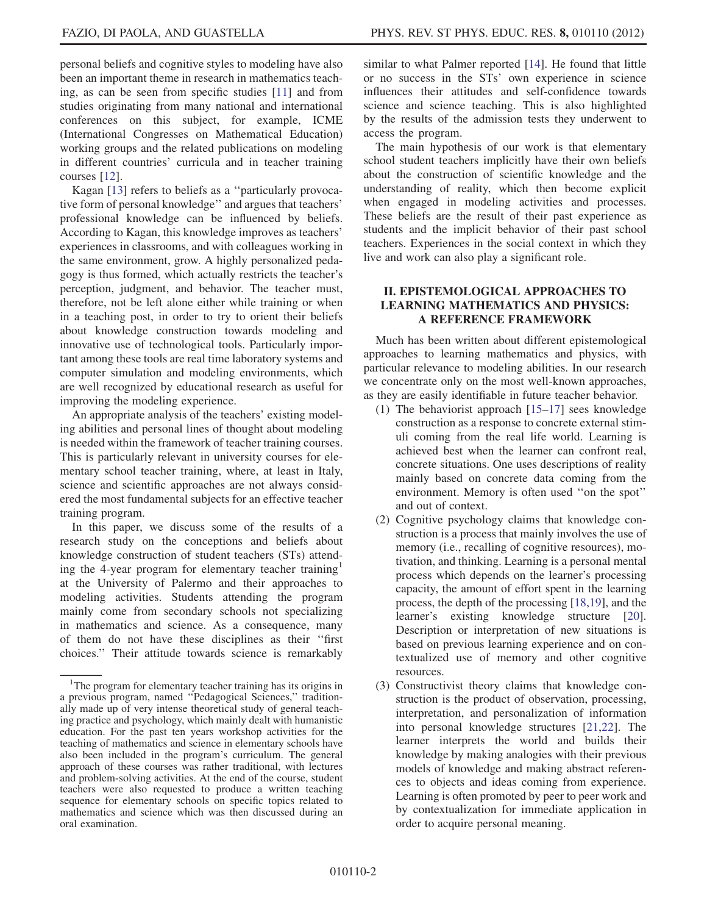personal beliefs and cognitive styles to modeling have also been an important theme in research in mathematics teaching, as can be seen from specific studies [11] and from studies originating from many national and international conferences on this subject, for example, ICME (International Congresses on Mathematical Education) working groups and the related publications on modeling in different countries' curricula and in teacher training courses [12].

Kagan [13] refers to beliefs as a ''particularly provocative form of personal knowledge'' and argues that teachers' professional knowledge can be influenced by beliefs. According to Kagan, this knowledge improves as teachers' experiences in classrooms, and with colleagues working in the same environment, grow. A highly personalized pedagogy is thus formed, which actually restricts the teacher's perception, judgment, and behavior. The teacher must, therefore, not be left alone either while training or when in a teaching post, in order to try to orient their beliefs about knowledge construction towards modeling and innovative use of technological tools. Particularly important among these tools are real time laboratory systems and computer simulation and modeling environments, which are well recognized by educational research as useful for improving the modeling experience.

An appropriate analysis of the teachers' existing modeling abilities and personal lines of thought about modeling is needed within the framework of teacher training courses. This is particularly relevant in university courses for elementary school teacher training, where, at least in Italy, science and scientific approaches are not always considered the most fundamental subjects for an effective teacher training program.

In this paper, we discuss some of the results of a research study on the conceptions and beliefs about knowledge construction of student teachers (STs) attending the 4-year program for elementary teacher training[1] at the University of Palermo and their approaches to modeling activities. Students attending the program mainly come from secondary schools not specializing in mathematics and science. As a consequence, many of them do not have these disciplines as their ''first choices.'' Their attitude towards science is remarkably similar to what Palmer reported [14]. He found that little or no success in the STs' own experience in science influences their attitudes and self-confidence towards science and science teaching. This is also highlighted by the results of the admission tests they underwent to access the program.

The main hypothesis of our work is that elementary school student teachers implicitly have their own beliefs about the construction of scientific knowledge and the understanding of reality, which then become explicit when engaged in modeling activities and processes. These beliefs are the result of their past experience as students and the implicit behavior of their past school teachers. Experiences in the social context in which they live and work can also play a significant role.

## II. EPISTEMOLOGICAL APPROACHES TO LEARNING MATHEMATICS AND PHYSICS: A REFERENCE FRAMEWORK

Much has been written about different epistemological approaches to learning mathematics and physics, with particular relevance to modeling abilities. In our research we concentrate only on the most well-known approaches, as they are easily identifiable in future teacher behavior.

1. The behaviorist approach [15–17] sees knowledge construction as a response to concrete external stimuli coming from the real life world. Learning is achieved best when the learner can confront real, concrete situations. One uses descriptions of reality mainly based on concrete data coming from the environment. Memory is often used ''on the spot'' and out of context.
2. Cognitive psychology claims that knowledge construction is a process that mainly involves the use of memory (i.e., recalling of cognitive resources), motivation, and thinking. Learning is a personal mental process which depends on the learner's processing capacity, the amount of effort spent in the learning process, the depth of the processing [18,19], and the learner's existing knowledge structure [20]. Description or interpretation of new situations is based on previous learning experience and on contextualized use of memory and other cognitive resources.
3. Constructivist theory claims that knowledge construction is the product of observation, processing, interpretation, and personalization of information into personal knowledge structures [21,22]. The learner interprets the world and builds their knowledge by making analogies with their previous models of knowledge and making abstract references to objects and ideas coming from experience. Learning is often promoted by peer to peer work and by contextualization for immediate application in order to acquire personal meaning.

[1] The program for elementary teacher training has its origins in a previous program, named ''Pedagogical Sciences,'' traditionally made up of very intense theoretical study of general teaching practice and psychology, which mainly dealt with humanistic education. For the past ten years workshop activities for the teaching of mathematics and science in elementary schools have also been included in the program's curriculum. The general approach of these courses was rather traditional, with lectures and problem-solving activities. At the end of the course, student teachers were also requested to produce a written teaching sequence for elementary schools on specific topics related to mathematics and science which was then discussed during an oral examination.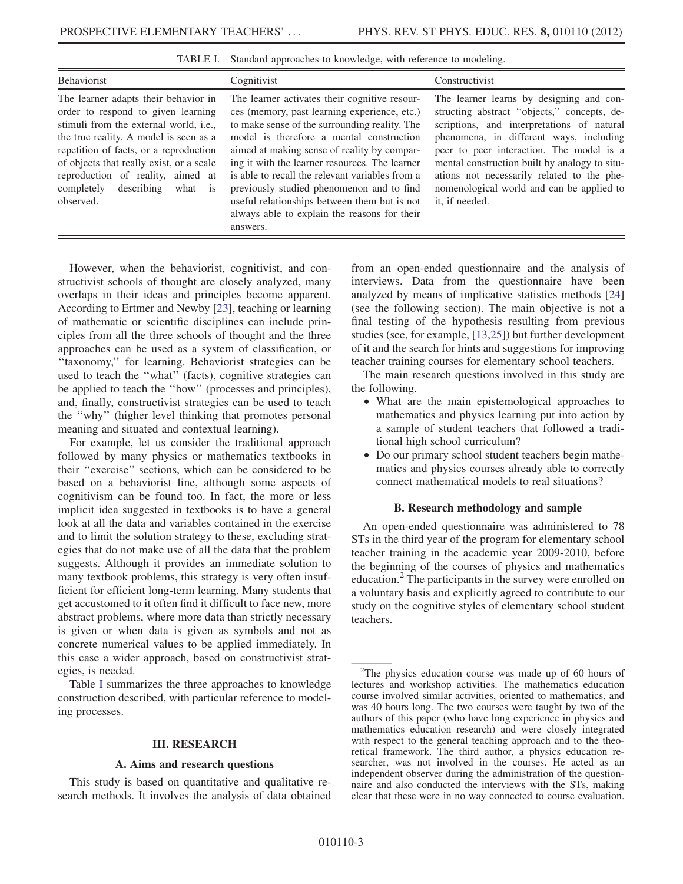TABLE I. Standard approaches to knowledge, with reference to modeling.

| Behaviorist | Cognitivist | Constructivist |
| --- | --- | --- |
| The learner adapts their behavior in order to respond to given learning stimuli from the external world, i.e., the true reality. A model is seen as a repetition of facts, or a reproduction of objects that really exist, or a scale reproduction of reality, aimed at completely describing what is observed. | The learner activates their cognitive resources (memory, past learning experience, etc.) to make sense of the surrounding reality. The model is therefore a mental construction aimed at making sense of reality by comparing it with the learner resources. The learner is able to recall the relevant variables from a previously studied phenomenon and to find useful relationships between them but is not always able to explain the reasons for their answers. | The learner learns by designing and constructing abstract ''objects,'' concepts, descriptions, and interpretations of natural phenomena, in different ways, including peer to peer interaction. The model is a mental construction built by analogy to situations not necessarily related to the phenomenological world and can be applied to it, if needed. |

However, when the behaviorist, cognitivist, and constructivist schools of thought are closely analyzed, many overlaps in their ideas and principles become apparent. According to Ertmer and Newby [23], teaching or learning of mathematic or scientific disciplines can include principles from all the three schools of thought and the three approaches can be used as a system of classification, or ''taxonomy,'' for learning. Behaviorist strategies can be used to teach the ''what'' (facts), cognitive strategies can be applied to teach the ''how'' (processes and principles), and, finally, constructivist strategies can be used to teach the ''why'' (higher level thinking that promotes personal meaning and situated and contextual learning).

For example, let us consider the traditional approach followed by many physics or mathematics textbooks in their ''exercise'' sections, which can be considered to be based on a behaviorist line, although some aspects of cognitivism can be found too. In fact, the more or less implicit idea suggested in textbooks is to have a general look at all the data and variables contained in the exercise and to limit the solution strategy to these, excluding strategies that do not make use of all the data that the problem suggests. Although it provides an immediate solution to many textbook problems, this strategy is very often insufficient for efficient long-term learning. Many students that get accustomed to it often find it difficult to face new, more abstract problems, where more data than strictly necessary is given or when data is given as symbols and not as concrete numerical values to be applied immediately. In this case a wider approach, based on constructivist strategies, is needed.

Table I summarizes the three approaches to knowledge construction described, with particular reference to modeling processes.

## III. RESEARCH

### A. Aims and research questions

This study is based on quantitative and qualitative research methods. It involves the analysis of data obtained from an open-ended questionnaire and the analysis of interviews. Data from the questionnaire have been analyzed by means of implicative statistics methods [24] (see the following section). The main objective is not a final testing of the hypothesis resulting from previous studies (see, for example, [13,25]) but further development of it and the search for hints and suggestions for improving teacher training courses for elementary school teachers.

The main research questions involved in this study are the following.

- What are the main epistemological approaches to mathematics and physics learning put into action by a sample of student teachers that followed a traditional high school curriculum?
- Do our primary school student teachers begin mathematics and physics courses already able to correctly connect mathematical models to real situations?

### B. Research methodology and sample

An open-ended questionnaire was administered to 78 STs in the third year of the program for elementary school teacher training in the academic year 2009-2010, before the beginning of the courses of physics and mathematics education.[2] The participants in the survey were enrolled on a voluntary basis and explicitly agreed to contribute to our study on the cognitive styles of elementary school student teachers.

[2]The physics education course was made up of 60 hours of lectures and workshop activities. The mathematics education course involved similar activities, oriented to mathematics, and was 40 hours long. The two courses were taught by two of the authors of this paper (who have long experience in physics and mathematics education research) and were closely integrated with respect to the general teaching approach and to the theoretical framework. The third author, a physics education researcher, was not involved in the courses. He acted as an independent observer during the administration of the questionnaire and also conducted the interviews with the STs, making clear that these were in no way connected to course evaluation.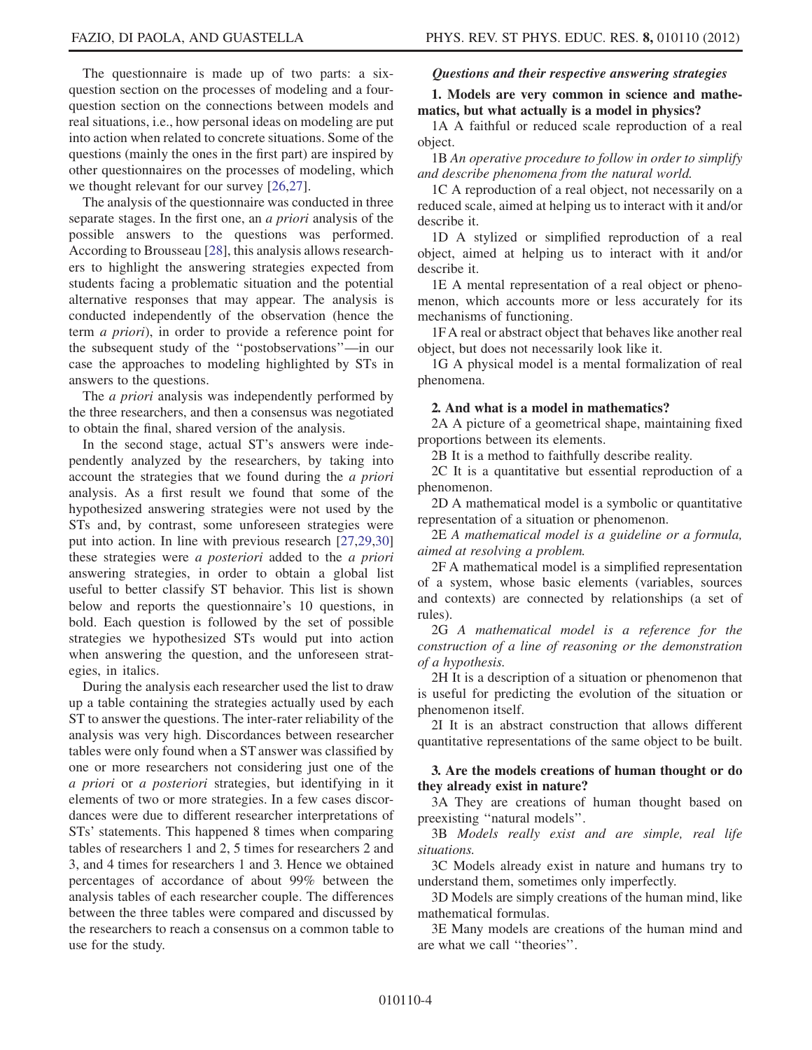The questionnaire is made up of two parts: a six-question section on the processes of modeling and a four-question section on the connections between models and real situations, i.e., how personal ideas on modeling are put into action when related to concrete situations. Some of the questions (mainly the ones in the first part) are inspired by other questionnaires on the processes of modeling, which we thought relevant for our survey [26,27].

The analysis of the questionnaire was conducted in three separate stages. In the first one, an *a priori* analysis of the possible answers to the questions was performed. According to Brousseau [28], this analysis allows researchers to highlight the answering strategies expected from students facing a problematic situation and the potential alternative responses that may appear. The analysis is conducted independently of the observation (hence the term *a priori*), in order to provide a reference point for the subsequent study of the ''postobservations''—in our case the approaches to modeling highlighted by STs in answers to the questions.

The *a priori* analysis was independently performed by the three researchers, and then a consensus was negotiated to obtain the final, shared version of the analysis.

In the second stage, actual ST's answers were independently analyzed by the researchers, by taking into account the strategies that we found during the *a priori* analysis. As a first result we found that some of the hypothesized answering strategies were not used by the STs and, by contrast, some unforeseen strategies were put into action. In line with previous research [27,29,30] these strategies were *a posteriori* added to the *a priori* answering strategies, in order to obtain a global list useful to better classify ST behavior. This list is shown below and reports the questionnaire's 10 questions, in bold. Each question is followed by the set of possible strategies we hypothesized STs would put into action when answering the question, and the unforeseen strategies, in italics.

During the analysis each researcher used the list to draw up a table containing the strategies actually used by each ST to answer the questions. The inter-rater reliability of the analysis was very high. Discordances between researcher tables were only found when a ST answer was classified by one or more researchers not considering just one of the *a priori* or *a posteriori* strategies, but identifying in it elements of two or more strategies. In a few cases discordances were due to different researcher interpretations of STs' statements. This happened 8 times when comparing tables of researchers 1 and 2, 5 times for researchers 2 and 3, and 4 times for researchers 1 and 3. Hence we obtained percentages of accordance of about 99% between the analysis tables of each researcher couple. The differences between the three tables were compared and discussed by the researchers to reach a consensus on a common table to use for the study.

***Questions and their respective answering strategies***

**1. Models are very common in science and mathematics, but what actually is a model in physics?**

1A A faithful or reduced scale reproduction of a real object.

1B *An operative procedure to follow in order to simplify and describe phenomena from the natural world.*

1C A reproduction of a real object, not necessarily on a reduced scale, aimed at helping us to interact with it and/or describe it.

1D A stylized or simplified reproduction of a real object, aimed at helping us to interact with it and/or describe it.

1E A mental representation of a real object or phenomenon, which accounts more or less accurately for its mechanisms of functioning.

1F A real or abstract object that behaves like another real object, but does not necessarily look like it.

1G A physical model is a mental formalization of real phenomena.

**2. And what is a model in mathematics?**

2A A picture of a geometrical shape, maintaining fixed proportions between its elements.

2B It is a method to faithfully describe reality.

2C It is a quantitative but essential reproduction of a phenomenon.

2D A mathematical model is a symbolic or quantitative representation of a situation or phenomenon.

2E *A mathematical model is a guideline or a formula, aimed at resolving a problem.*

2F A mathematical model is a simplified representation of a system, whose basic elements (variables, sources and contexts) are connected by relationships (a set of rules).

2G *A mathematical model is a reference for the construction of a line of reasoning or the demonstration of a hypothesis.*

2H It is a description of a situation or phenomenon that is useful for predicting the evolution of the situation or phenomenon itself.

2I It is an abstract construction that allows different quantitative representations of the same object to be built.

**3. Are the models creations of human thought or do they already exist in nature?**

3A They are creations of human thought based on preexisting ''natural models''.

3B *Models really exist and are simple, real life situations.*

3C Models already exist in nature and humans try to understand them, sometimes only imperfectly.

3D Models are simply creations of the human mind, like mathematical formulas.

3E Many models are creations of the human mind and are what we call ''theories''.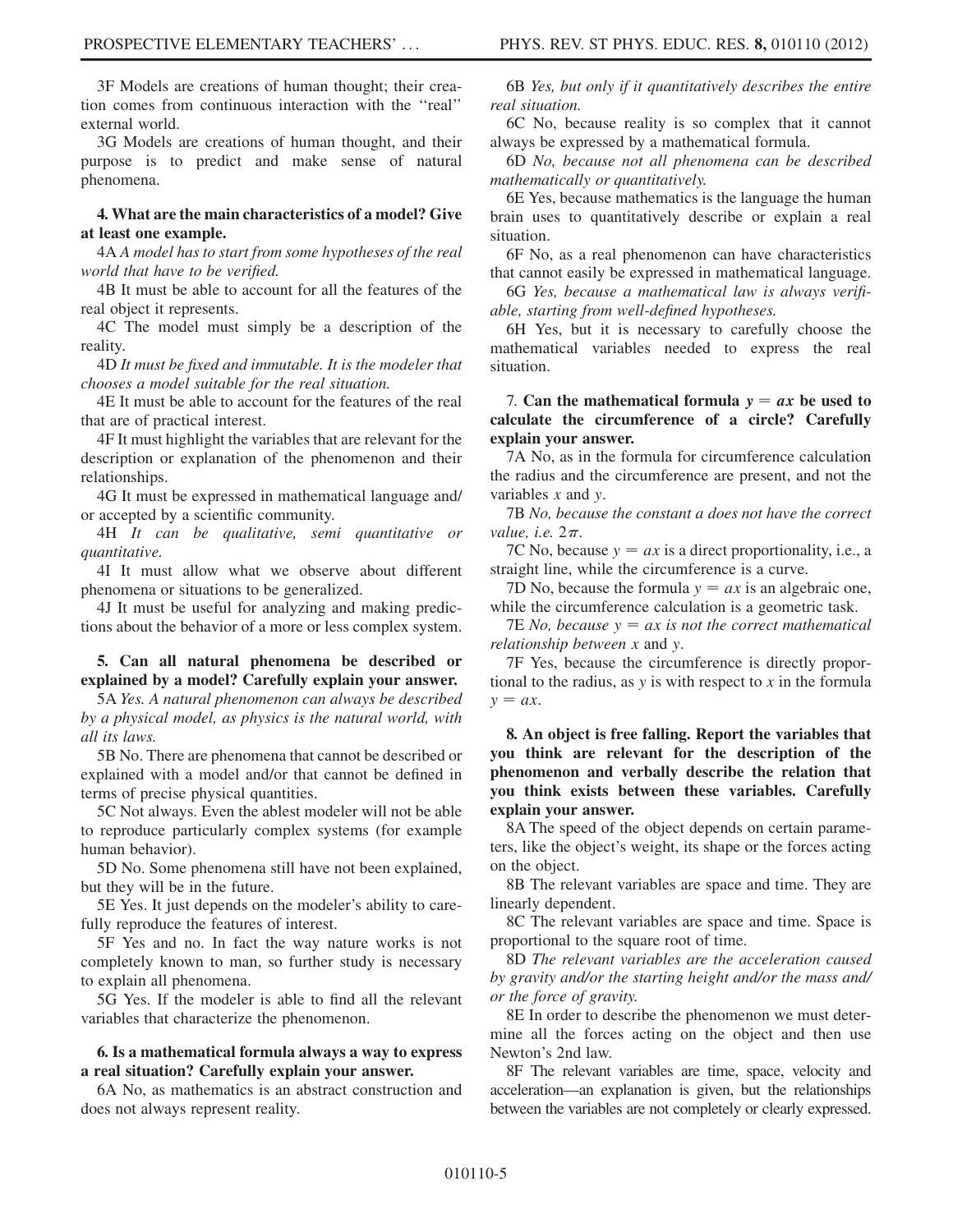3F Models are creations of human thought; their creation comes from continuous interaction with the "real" external world.

3G Models are creations of human thought, and their purpose is to predict and make sense of natural phenomena.

**4. What are the main characteristics of a model? Give at least one example.**

4A *A model has to start from some hypotheses of the real world that have to be verified.*

4B It must be able to account for all the features of the real object it represents.

4C The model must simply be a description of the reality.

4D *It must be fixed and immutable. It is the modeler that chooses a model suitable for the real situation.*

4E It must be able to account for the features of the real that are of practical interest.

4F It must highlight the variables that are relevant for the description or explanation of the phenomenon and their relationships.

4G It must be expressed in mathematical language and/or accepted by a scientific community.

4H *It can be qualitative, semi quantitative or quantitative.*

4I It must allow what we observe about different phenomena or situations to be generalized.

4J It must be useful for analyzing and making predictions about the behavior of a more or less complex system.

**5. Can all natural phenomena be described or explained by a model? Carefully explain your answer.**

5A *Yes. A natural phenomenon can always be described by a physical model, as physics is the natural world, with all its laws.*

5B No. There are phenomena that cannot be described or explained with a model and/or that cannot be defined in terms of precise physical quantities.

5C Not always. Even the ablest modeler will not be able to reproduce particularly complex systems (for example human behavior).

5D No. Some phenomena still have not been explained, but they will be in the future.

5E Yes. It just depends on the modeler's ability to carefully reproduce the features of interest.

5F Yes and no. In fact the way nature works is not completely known to man, so further study is necessary to explain all phenomena.

5G Yes. If the modeler is able to find all the relevant variables that characterize the phenomenon.

**6. Is a mathematical formula always a way to express a real situation? Carefully explain your answer.**

6A No, as mathematics is an abstract construction and does not always represent reality.

6B *Yes, but only if it quantitatively describes the entire real situation.*

6C No, because reality is so complex that it cannot always be expressed by a mathematical formula.

6D *No, because not all phenomena can be described mathematically or quantitatively.*

6E Yes, because mathematics is the language the human brain uses to quantitatively describe or explain a real situation.

6F No, as a real phenomenon can have characteristics that cannot easily be expressed in mathematical language.

6G *Yes, because a mathematical law is always verifiable, starting from well-defined hypotheses.*

6H Yes, but it is necessary to carefully choose the mathematical variables needed to express the real situation.

**7. Can the mathematical formula $y = ax$ be used to calculate the circumference of a circle? Carefully explain your answer.**

7A No, as in the formula for circumference calculation the radius and the circumference are present, and not the variables $x$ and $y$.

7B *No, because the constant a does not have the correct value, i.e.* $2\pi$.

7C No, because $y = ax$ is a direct proportionality, i.e., a straight line, while the circumference is a curve.

7D No, because the formula $y = ax$ is an algebraic one, while the circumference calculation is a geometric task.

7E *No, because* $y = ax$ *is not the correct mathematical relationship between* $x$ *and* $y$.

7F Yes, because the circumference is directly proportional to the radius, as $y$ is with respect to $x$ in the formula $y = ax$.

**8. An object is free falling. Report the variables that you think are relevant for the description of the phenomenon and verbally describe the relation that you think exists between these variables. Carefully explain your answer.**

8A The speed of the object depends on certain parameters, like the object's weight, its shape or the forces acting on the object.

8B The relevant variables are space and time. They are linearly dependent.

8C The relevant variables are space and time. Space is proportional to the square root of time.

8D *The relevant variables are the acceleration caused by gravity and/or the starting height and/or the mass and/or the force of gravity.*

8E In order to describe the phenomenon we must determine all the forces acting on the object and then use Newton's 2nd law.

8F The relevant variables are time, space, velocity and acceleration—an explanation is given, but the relationships between the variables are not completely or clearly expressed.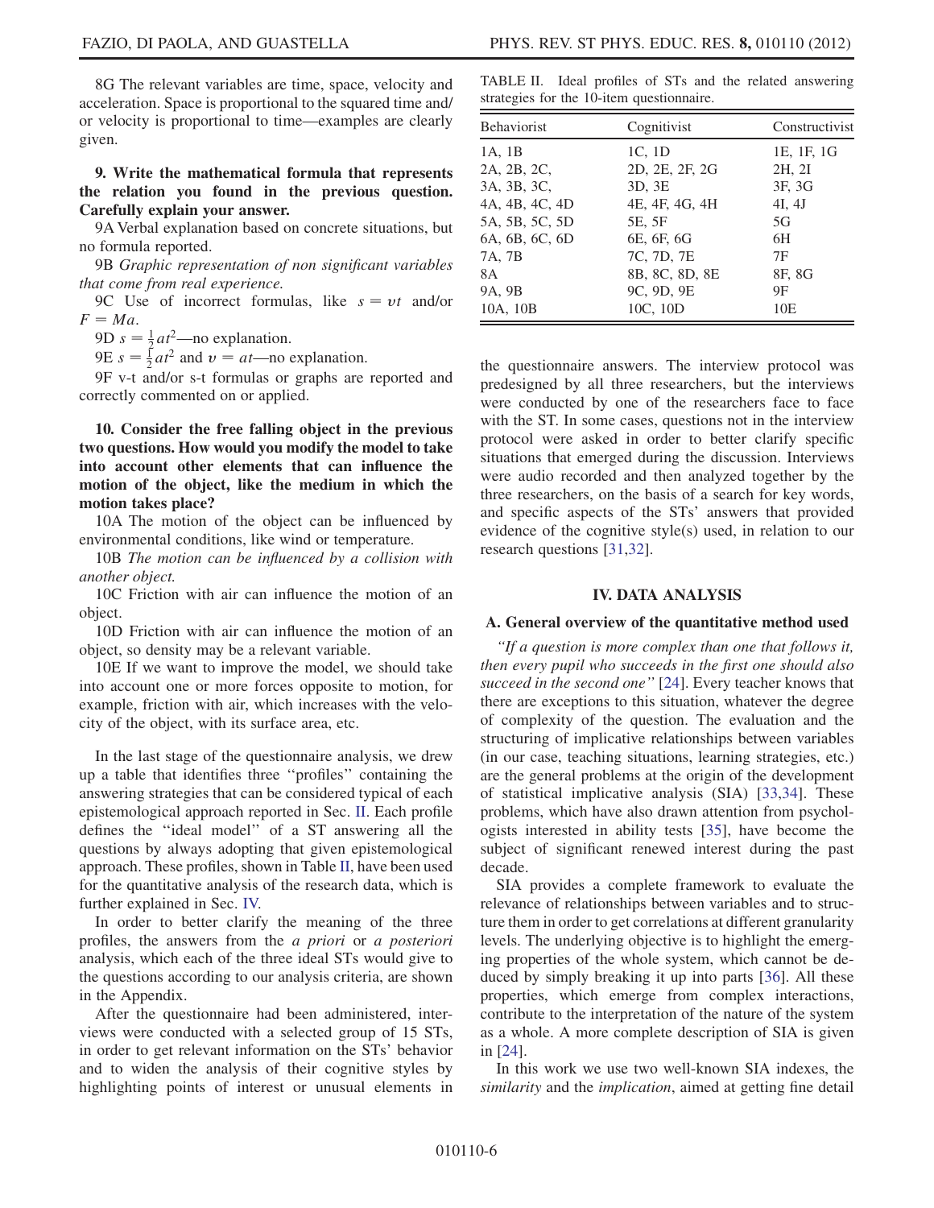8G The relevant variables are time, space, velocity and acceleration. Space is proportional to the squared time and/or velocity is proportional to time—examples are clearly given.

**9. Write the mathematical formula that represents the relation you found in the previous question. Carefully explain your answer.**

9A Verbal explanation based on concrete situations, but no formula reported.

9B *Graphic representation of non significant variables that come from real experience.*

9C Use of incorrect formulas, like $s = vt$ and/or $F = Ma$.

9D $s = \frac{1}{2}at^2$—no explanation.

9E $s = \frac{1}{2}at^2$ and $v = at$—no explanation.

9F v-t and/or s-t formulas or graphs are reported and correctly commented on or applied.

**10. Consider the free falling object in the previous two questions. How would you modify the model to take into account other elements that can influence the motion of the object, like the medium in which the motion takes place?**

10A The motion of the object can be influenced by environmental conditions, like wind or temperature.

10B *The motion can be influenced by a collision with another object.*

10C Friction with air can influence the motion of an object.

10D Friction with air can influence the motion of an object, so density may be a relevant variable.

10E If we want to improve the model, we should take into account one or more forces opposite to motion, for example, friction with air, which increases with the velocity of the object, with its surface area, etc.

In the last stage of the questionnaire analysis, we drew up a table that identifies three "profiles" containing the answering strategies that can be considered typical of each epistemological approach reported in Sec. II. Each profile defines the "ideal model" of a ST answering all the questions by always adopting that given epistemological approach. These profiles, shown in Table II, have been used for the quantitative analysis of the research data, which is further explained in Sec. IV.

In order to better clarify the meaning of the three profiles, the answers from the *a priori* or *a posteriori* analysis, which each of the three ideal STs would give to the questions according to our analysis criteria, are shown in the Appendix.

After the questionnaire had been administered, interviews were conducted with a selected group of 15 STs, in order to get relevant information on the STs' behavior and to widen the analysis of their cognitive styles by highlighting points of interest or unusual elements in the questionnaire answers. The interview protocol was predesigned by all three researchers, but the interviews were conducted by one of the researchers face to face with the ST. In some cases, questions not in the interview protocol were asked in order to better clarify specific situations that emerged during the discussion. Interviews were audio recorded and then analyzed together by the three researchers, on the basis of a search for key words, and specific aspects of the STs' answers that provided evidence of the cognitive style(s) used, in relation to our research questions [31,32].

TABLE II. Ideal profiles of STs and the related answering strategies for the 10-item questionnaire.

| Behaviorist | Cognitivist | Constructivist |
|---|---|---|
| 1A, 1B | 1C, 1D | 1E, 1F, 1G |
| 2A, 2B, 2C, | 2D, 2E, 2F, 2G | 2H, 2I |
| 3A, 3B, 3C, | 3D, 3E | 3F, 3G |
| 4A, 4B, 4C, 4D | 4E, 4F, 4G, 4H | 4I, 4J |
| 5A, 5B, 5C, 5D | 5E, 5F | 5G |
| 6A, 6B, 6C, 6D | 6E, 6F, 6G | 6H |
| 7A, 7B | 7C, 7D, 7E | 7F |
| 8A | 8B, 8C, 8D, 8E | 8F, 8G |
| 9A, 9B | 9C, 9D, 9E | 9F |
| 10A, 10B | 10C, 10D | 10E |

## IV. DATA ANALYSIS

### A. General overview of the quantitative method used

*"If a question is more complex than one that follows it, then every pupil who succeeds in the first one should also succeed in the second one"* [24]. Every teacher knows that there are exceptions to this situation, whatever the degree of complexity of the question. The evaluation and the structuring of implicative relationships between variables (in our case, teaching situations, learning strategies, etc.) are the general problems at the origin of the development of statistical implicative analysis (SIA) [33,34]. These problems, which have also drawn attention from psychologists interested in ability tests [35], have become the subject of significant renewed interest during the past decade.

SIA provides a complete framework to evaluate the relevance of relationships between variables and to structure them in order to get correlations at different granularity levels. The underlying objective is to highlight the emerging properties of the whole system, which cannot be deduced by simply breaking it up into parts [36]. All these properties, which emerge from complex interactions, contribute to the interpretation of the nature of the system as a whole. A more complete description of SIA is given in [24].

In this work we use two well-known SIA indexes, the *similarity* and the *implication*, aimed at getting fine detail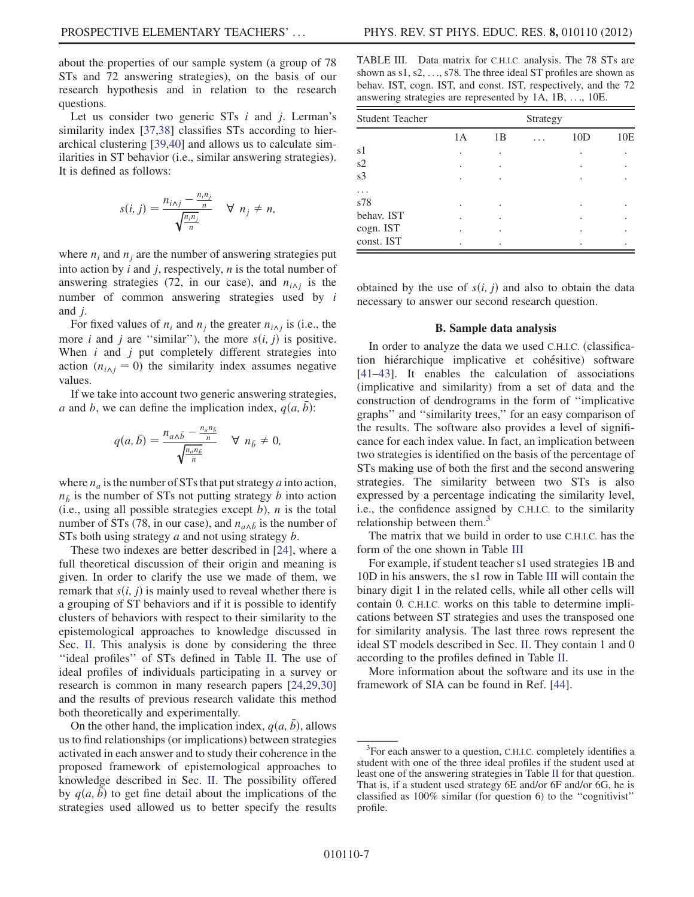about the properties of our sample system (a group of 78 STs and 72 answering strategies), on the basis of our research hypothesis and in relation to the research questions.

Let us consider two generic STs $i$ and $j$. Lerman's similarity index [37,38] classifies STs according to hierarchical clustering [39,40] and allows us to calculate similarities in ST behavior (i.e., similar answering strategies). It is defined as follows:

$$s(i,j) = \frac{n_{i\wedge j} - \frac{n_i n_j}{n}}{\sqrt{\frac{n_i n_j}{n}}} \quad \forall\ n_j \neq n,$$

where $n_i$ and $n_j$ are the number of answering strategies put into action by $i$ and $j$, respectively, $n$ is the total number of answering strategies (72, in our case), and $n_{i\wedge j}$ is the number of common answering strategies used by $i$ and $j$.

For fixed values of $n_i$ and $n_j$ the greater $n_{i\wedge j}$ is (i.e., the more $i$ and $j$ are "similar"), the more $s(i,j)$ is positive. When $i$ and $j$ put completely different strategies into action ($n_{i\wedge j} = 0$) the similarity index assumes negative values.

If we take into account two generic answering strategies, $a$ and $b$, we can define the implication index, $q(a,\bar{b})$:

$$q(a,\bar{b}) = \frac{n_{a\wedge\bar{b}} - \frac{n_a n_{\bar{b}}}{n}}{\sqrt{\frac{n_a n_{\bar{b}}}{n}}} \quad \forall\ n_{\bar{b}} \neq 0,$$

where $n_a$ is the number of STs that put strategy $a$ into action, $n_{\bar{b}}$ is the number of STs not putting strategy $b$ into action (i.e., using all possible strategies except $b$), $n$ is the total number of STs (78, in our case), and $n_{a\wedge\bar{b}}$ is the number of STs both using strategy $a$ and not using strategy $b$.

These two indexes are better described in [24], where a full theoretical discussion of their origin and meaning is given. In order to clarify the use we made of them, we remark that $s(i,j)$ is mainly used to reveal whether there is a grouping of ST behaviors and if it is possible to identify clusters of behaviors with respect to their similarity to the epistemological approaches to knowledge discussed in Sec. II. This analysis is done by considering the three "ideal profiles" of STs defined in Table II. The use of ideal profiles of individuals participating in a survey or research is common in many research papers [24,29,30] and the results of previous research validate this method both theoretically and experimentally.

On the other hand, the implication index, $q(a,\bar{b})$, allows us to find relationships (or implications) between strategies activated in each answer and to study their coherence in the proposed framework of epistemological approaches to knowledge described in Sec. II. The possibility offered by $q(a,\bar{b})$ to get fine detail about the implications of the strategies used allowed us to better specify the results obtained by the use of $s(i,j)$ and also to obtain the data necessary to answer our second research question.

TABLE III. Data matrix for C.H.I.C. analysis. The 78 STs are shown as s1, s2, ..., s78. The three ideal ST profiles are shown as behav. IST, cogn. IST, and const. IST, respectively, and the 72 answering strategies are represented by 1A, 1B, ..., 10E.

| Student Teacher | Strategy | | | | |
|---|---|---|---|---|---|
| | 1A | 1B | ... | 10D | 10E |
| s1 | . | . | | . | . |
| s2 | . | . | | . | . |
| s3 | . | . | | . | . |
| ... | | | | | |
| s78 | . | . | | . | . |
| behav. IST | . | . | | . | . |
| cogn. IST | . | . | | . | . |
| const. IST | . | . | | . | . |

## B. Sample data analysis

In order to analyze the data we used C.H.I.C. (classification hiérarchique implicative et cohésitive) software [41–43]. It enables the calculation of associations (implicative and similarity) from a set of data and the construction of dendrograms in the form of "implicative graphs" and "similarity trees," for an easy comparison of the results. The software also provides a level of significance for each index value. In fact, an implication between two strategies is identified on the basis of the percentage of STs making use of both the first and the second answering strategies. The similarity between two STs is also expressed by a percentage indicating the similarity level, i.e., the confidence assigned by C.H.I.C. to the similarity relationship between them.[3]

The matrix that we build in order to use C.H.I.C. has the form of the one shown in Table III

For example, if student teacher s1 used strategies 1B and 10D in his answers, the s1 row in Table III will contain the binary digit 1 in the related cells, while all other cells will contain 0. C.H.I.C. works on this table to determine implications between ST strategies and uses the transposed one for similarity analysis. The last three rows represent the ideal ST models described in Sec. II. They contain 1 and 0 according to the profiles defined in Table II.

More information about the software and its use in the framework of SIA can be found in Ref. [44].

[3]For each answer to a question, C.H.I.C. completely identifies a student with one of the three ideal profiles if the student used at least one of the answering strategies in Table II for that question. That is, if a student used strategy 6E and/or 6F and/or 6G, he is classified as 100% similar (for question 6) to the "cognitivist" profile.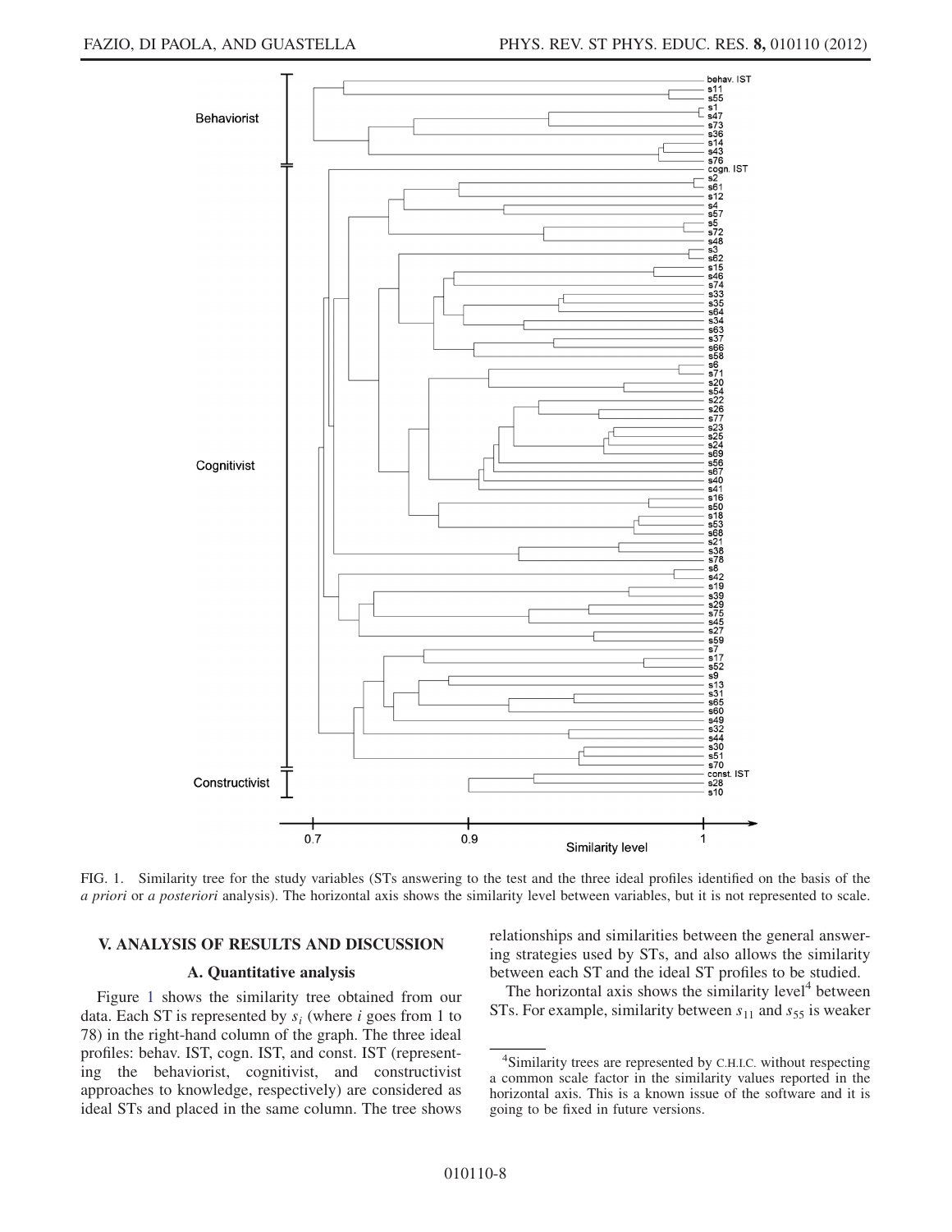FIG. 1. Similarity tree for the study variables (STs answering to the test and the three ideal profiles identified on the basis of the *a priori* or *a posteriori* analysis). The horizontal axis shows the similarity level between variables, but it is not represented to scale.

## V. ANALYSIS OF RESULTS AND DISCUSSION

### A. Quantitative analysis

Figure 1 shows the similarity tree obtained from our data. Each ST is represented by $s_i$ (where $i$ goes from 1 to 78) in the right-hand column of the graph. The three ideal profiles: behav. IST, cogn. IST, and const. IST (representing the behaviorist, cognitivist, and constructivist approaches to knowledge, respectively) are considered as ideal STs and placed in the same column. The tree shows relationships and similarities between the general answering strategies used by STs, and also allows the similarity between each ST and the ideal ST profiles to be studied.

The horizontal axis shows the similarity level[4] between STs. For example, similarity between $s_{11}$ and $s_{55}$ is weaker

[4]Similarity trees are represented by C.H.I.C. without respecting a common scale factor in the similarity values reported in the horizontal axis. This is a known issue of the software and it is going to be fixed in future versions.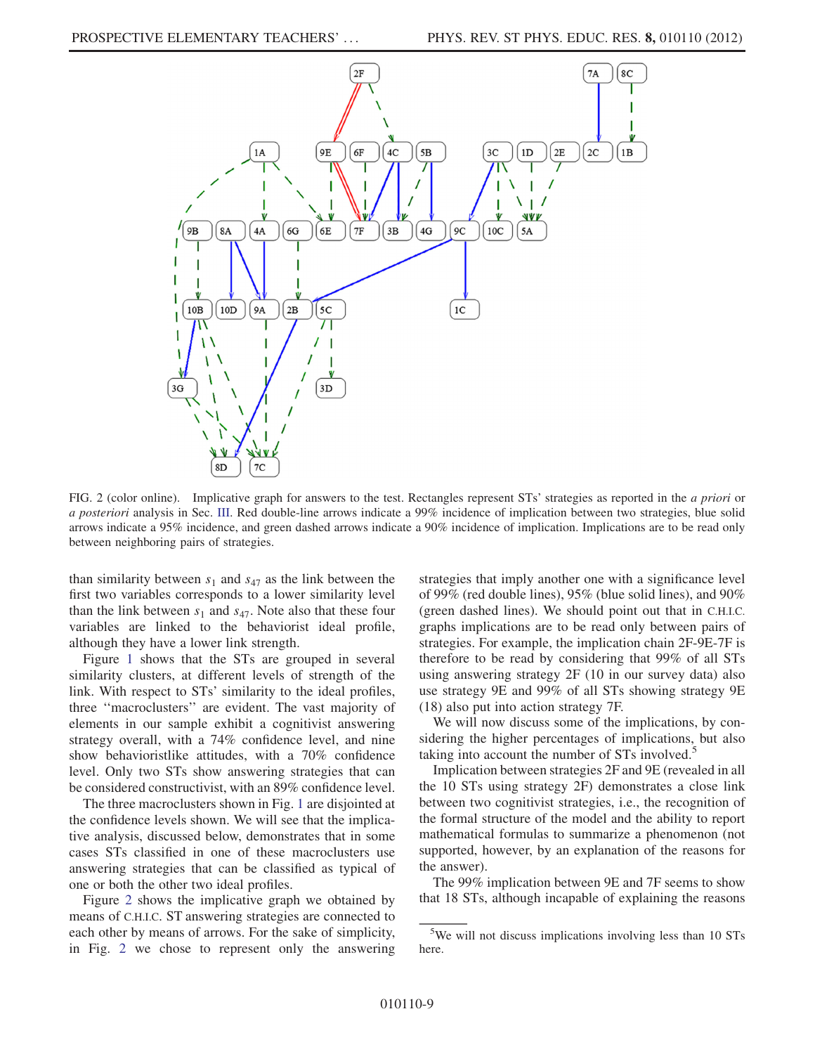FIG. 2 (color online). Implicative graph for answers to the test. Rectangles represent STs' strategies as reported in the *a priori* or *a posteriori* analysis in Sec. III. Red double-line arrows indicate a 99% incidence of implication between two strategies, blue solid arrows indicate a 95% incidence, and green dashed arrows indicate a 90% incidence of implication. Implications are to be read only between neighboring pairs of strategies.

than similarity between $s_1$ and $s_{47}$ as the link between the first two variables corresponds to a lower similarity level than the link between $s_1$ and $s_{47}$. Note also that these four variables are linked to the behaviorist ideal profile, although they have a lower link strength.

Figure 1 shows that the STs are grouped in several similarity clusters, at different levels of strength of the link. With respect to STs' similarity to the ideal profiles, three "macroclusters" are evident. The vast majority of elements in our sample exhibit a cognitivist answering strategy overall, with a 74% confidence level, and nine show behavioristlike attitudes, with a 70% confidence level. Only two STs show answering strategies that can be considered constructivist, with an 89% confidence level.

The three macroclusters shown in Fig. 1 are disjointed at the confidence levels shown. We will see that the implicative analysis, discussed below, demonstrates that in some cases STs classified in one of these macroclusters use answering strategies that can be classified as typical of one or both the other two ideal profiles.

Figure 2 shows the implicative graph we obtained by means of C.H.I.C. ST answering strategies are connected to each other by means of arrows. For the sake of simplicity, in Fig. 2 we chose to represent only the answering strategies that imply another one with a significance level of 99% (red double lines), 95% (blue solid lines), and 90% (green dashed lines). We should point out that in C.H.I.C. graphs implications are to be read only between pairs of strategies. For example, the implication chain 2F-9E-7F is therefore to be read by considering that 99% of all STs using answering strategy 2F (10 in our survey data) also use strategy 9E and 99% of all STs showing strategy 9E (18) also put into action strategy 7F.

We will now discuss some of the implications, by considering the higher percentages of implications, but also taking into account the number of STs involved.[5]

Implication between strategies 2F and 9E (revealed in all the 10 STs using strategy 2F) demonstrates a close link between two cognitivist strategies, i.e., the recognition of the formal structure of the model and the ability to report mathematical formulas to summarize a phenomenon (not supported, however, by an explanation of the reasons for the answer).

The 99% implication between 9E and 7F seems to show that 18 STs, although incapable of explaining the reasons

[5]We will not discuss implications involving less than 10 STs here.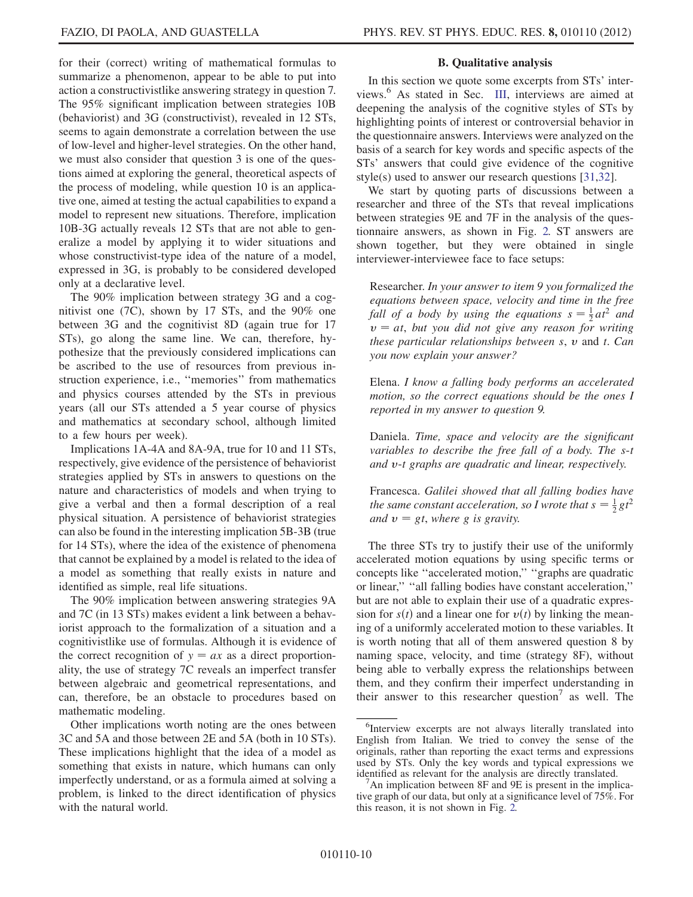for their (correct) writing of mathematical formulas to summarize a phenomenon, appear to be able to put into action a constructivistlike answering strategy in question 7. The 95% significant implication between strategies 10B (behaviorist) and 3G (constructivist), revealed in 12 STs, seems to again demonstrate a correlation between the use of low-level and higher-level strategies. On the other hand, we must also consider that question 3 is one of the questions aimed at exploring the general, theoretical aspects of the process of modeling, while question 10 is an applicative one, aimed at testing the actual capabilities to expand a model to represent new situations. Therefore, implication 10B-3G actually reveals 12 STs that are not able to generalize a model by applying it to wider situations and whose constructivist-type idea of the nature of a model, expressed in 3G, is probably to be considered developed only at a declarative level.

The 90% implication between strategy 3G and a cognitivist one (7C), shown by 17 STs, and the 90% one between 3G and the cognitivist 8D (again true for 17 STs), go along the same line. We can, therefore, hypothesize that the previously considered implications can be ascribed to the use of resources from previous instruction experience, i.e., ''memories'' from mathematics and physics courses attended by the STs in previous years (all our STs attended a 5 year course of physics and mathematics at secondary school, although limited to a few hours per week).

Implications 1A-4A and 8A-9A, true for 10 and 11 STs, respectively, give evidence of the persistence of behaviorist strategies applied by STs in answers to questions on the nature and characteristics of models and when trying to give a verbal and then a formal description of a real physical situation. A persistence of behaviorist strategies can also be found in the interesting implication 5B-3B (true for 14 STs), where the idea of the existence of phenomena that cannot be explained by a model is related to the idea of a model as something that really exists in nature and identified as simple, real life situations.

The 90% implication between answering strategies 9A and 7C (in 13 STs) makes evident a link between a behaviorist approach to the formalization of a situation and a cognitivistlike use of formulas. Although it is evidence of the correct recognition of $y = ax$ as a direct proportionality, the use of strategy 7C reveals an imperfect transfer between algebraic and geometrical representations, and can, therefore, be an obstacle to procedures based on mathematic modeling.

Other implications worth noting are the ones between 3C and 5A and those between 2E and 5A (both in 10 STs). These implications highlight that the idea of a model as something that exists in nature, which humans can only imperfectly understand, or as a formula aimed at solving a problem, is linked to the direct identification of physics with the natural world.

### B. Qualitative analysis

In this section we quote some excerpts from STs' interviews.[6] As stated in Sec. III, interviews are aimed at deepening the analysis of the cognitive styles of STs by highlighting points of interest or controversial behavior in the questionnaire answers. Interviews were analyzed on the basis of a search for key words and specific aspects of the STs' answers that could give evidence of the cognitive style(s) used to answer our research questions [31,32].

We start by quoting parts of discussions between a researcher and three of the STs that reveal implications between strategies 9E and 7F in the analysis of the questionnaire answers, as shown in Fig. 2. ST answers are shown together, but they were obtained in single interviewer-interviewee face to face setups:

> Researcher. *In your answer to item 9 you formalized the equations between space, velocity and time in the free fall of a body by using the equations* $s = \frac{1}{2}at^2$ *and* $v = at$*, but you did not give any reason for writing these particular relationships between* $s$*,* $v$ *and* $t$*. Can you now explain your answer?*
>
> Elena. *I know a falling body performs an accelerated motion, so the correct equations should be the ones I reported in my answer to question 9.*
>
> Daniela. *Time, space and velocity are the significant variables to describe the free fall of a body. The* $s$-$t$ *and* $v$-$t$ *graphs are quadratic and linear, respectively.*
>
> Francesca. *Galilei showed that all falling bodies have the same constant acceleration, so I wrote that* $s = \frac{1}{2}gt^2$ *and* $v = gt$*, where* $g$ *is gravity.*

The three STs try to justify their use of the uniformly accelerated motion equations by using specific terms or concepts like ''accelerated motion,'' ''graphs are quadratic or linear,'' ''all falling bodies have constant acceleration,'' but are not able to explain their use of a quadratic expression for $s(t)$ and a linear one for $v(t)$ by linking the meaning of a uniformly accelerated motion to these variables. It is worth noting that all of them answered question 8 by naming space, velocity, and time (strategy 8F), without being able to verbally express the relationships between them, and they confirm their imperfect understanding in their answer to this researcher question[7] as well. The

---

[6] Interview excerpts are not always literally translated into English from Italian. We tried to convey the sense of the originals, rather than reporting the exact terms and expressions used by STs. Only the key words and typical expressions we identified as relevant for the analysis are directly translated.

[7] An implication between 8F and 9E is present in the implicative graph of our data, but only at a significance level of 75%. For this reason, it is not shown in Fig. 2.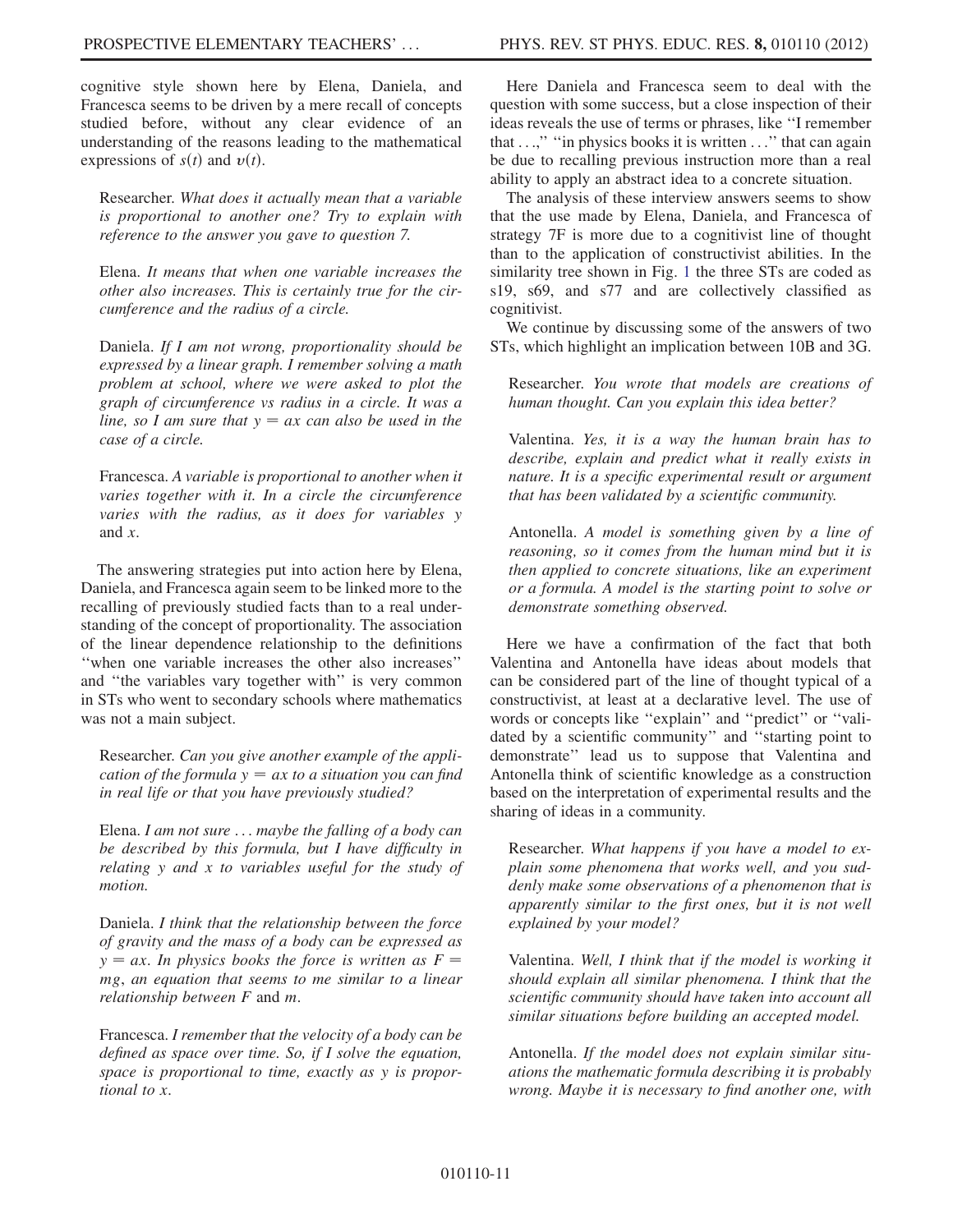cognitive style shown here by Elena, Daniela, and Francesca seems to be driven by a mere recall of concepts studied before, without any clear evidence of an understanding of the reasons leading to the mathematical expressions of $s(t)$ and $v(t)$.

> Researcher. *What does it actually mean that a variable is proportional to another one? Try to explain with reference to the answer you gave to question 7.*
>
> Elena. *It means that when one variable increases the other also increases. This is certainly true for the circumference and the radius of a circle.*
>
> Daniela. *If I am not wrong, proportionality should be expressed by a linear graph. I remember solving a math problem at school, where we were asked to plot the graph of circumference vs radius in a circle. It was a line, so I am sure that $y = ax$ can also be used in the case of a circle.*
>
> Francesca. *A variable is proportional to another when it varies together with it. In a circle the circumference varies with the radius, as it does for variables y and x.*

The answering strategies put into action here by Elena, Daniela, and Francesca again seem to be linked more to the recalling of previously studied facts than to a real understanding of the concept of proportionality. The association of the linear dependence relationship to the definitions "when one variable increases the other also increases" and "the variables vary together with" is very common in STs who went to secondary schools where mathematics was not a main subject.

> Researcher. *Can you give another example of the application of the formula $y = ax$ to a situation you can find in real life or that you have previously studied?*
>
> Elena. *I am not sure ... maybe the falling of a body can be described by this formula, but I have difficulty in relating y and x to variables useful for the study of motion.*
>
> Daniela. *I think that the relationship between the force of gravity and the mass of a body can be expressed as $y = ax$. In physics books the force is written as $F = mg$, an equation that seems to me similar to a linear relationship between F and m.*
>
> Francesca. *I remember that the velocity of a body can be defined as space over time. So, if I solve the equation, space is proportional to time, exactly as y is proportional to x.*

Here Daniela and Francesca seem to deal with the question with some success, but a close inspection of their ideas reveals the use of terms or phrases, like "I remember that ...," "in physics books it is written ..." that can again be due to recalling previous instruction more than a real ability to apply an abstract idea to a concrete situation.

The analysis of these interview answers seems to show that the use made by Elena, Daniela, and Francesca of strategy 7F is more due to a cognitivist line of thought than to the application of constructivist abilities. In the similarity tree shown in Fig. 1 the three STs are coded as s19, s69, and s77 and are collectively classified as cognitivist.

We continue by discussing some of the answers of two STs, which highlight an implication between 10B and 3G.

> Researcher. *You wrote that models are creations of human thought. Can you explain this idea better?*
>
> Valentina. *Yes, it is a way the human brain has to describe, explain and predict what it really exists in nature. It is a specific experimental result or argument that has been validated by a scientific community.*
>
> Antonella. *A model is something given by a line of reasoning, so it comes from the human mind but it is then applied to concrete situations, like an experiment or a formula. A model is the starting point to solve or demonstrate something observed.*

Here we have a confirmation of the fact that both Valentina and Antonella have ideas about models that can be considered part of the line of thought typical of a constructivist, at least at a declarative level. The use of words or concepts like "explain" and "predict" or "validated by a scientific community" and "starting point to demonstrate" lead us to suppose that Valentina and Antonella think of scientific knowledge as a construction based on the interpretation of experimental results and the sharing of ideas in a community.

> Researcher. *What happens if you have a model to explain some phenomena that works well, and you suddenly make some observations of a phenomenon that is apparently similar to the first ones, but it is not well explained by your model?*
>
> Valentina. *Well, I think that if the model is working it should explain all similar phenomena. I think that the scientific community should have taken into account all similar situations before building an accepted model.*
>
> Antonella. *If the model does not explain similar situations the mathematic formula describing it is probably wrong. Maybe it is necessary to find another one, with*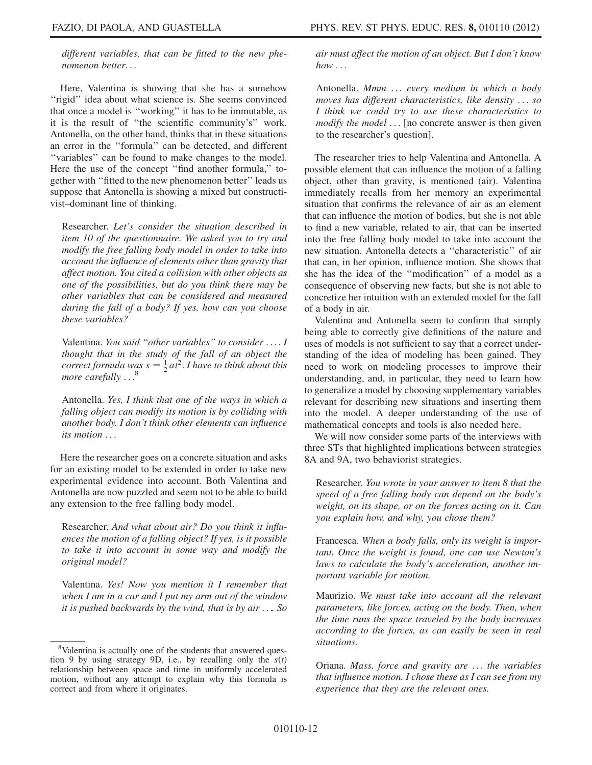*different variables, that can be fitted to the new phenomenon better…*

Here, Valentina is showing that she has a somehow ''rigid'' idea about what science is. She seems convinced that once a model is ''working'' it has to be immutable, as it is the result of ''the scientific community's'' work. Antonella, on the other hand, thinks that in these situations an error in the ''formula'' can be detected, and different ''variables'' can be found to make changes to the model. Here the use of the concept ''find another formula,'' together with ''fitted to the new phenomenon better'' leads us suppose that Antonella is showing a mixed but constructivist–dominant line of thinking.

> Researcher. *Let's consider the situation described in item 10 of the questionnaire. We asked you to try and modify the free falling body model in order to take into account the influence of elements other than gravity that affect motion. You cited a collision with other objects as one of the possibilities, but do you think there may be other variables that can be considered and measured during the fall of a body? If yes, how can you choose these variables?*
>
> Valentina. *You said ''other variables'' to consider …. I thought that in the study of the fall of an object the correct formula was $s = \frac{1}{2}at^2$. I have to think about this more carefully …*[8]
>
> Antonella. *Yes, I think that one of the ways in which a falling object can modify its motion is by colliding with another body. I don't think other elements can influence its motion …*

Here the researcher goes on a concrete situation and asks for an existing model to be extended in order to take new experimental evidence into account. Both Valentina and Antonella are now puzzled and seem not to be able to build any extension to the free falling body model.

> Researcher. *And what about air? Do you think it influences the motion of a falling object? If yes, is it possible to take it into account in some way and modify the original model?*
>
> Valentina. *Yes! Now you mention it I remember that when I am in a car and I put my arm out of the window it is pushed backwards by the wind, that is by air …. So air must affect the motion of an object. But I don't know how …*
>
> Antonella. *Mmm … every medium in which a body moves has different characteristics, like density … so I think we could try to use these characteristics to modify the model …* [no concrete answer is then given to the researcher's question].

The researcher tries to help Valentina and Antonella. A possible element that can influence the motion of a falling object, other than gravity, is mentioned (air). Valentina immediately recalls from her memory an experimental situation that confirms the relevance of air as an element that can influence the motion of bodies, but she is not able to find a new variable, related to air, that can be inserted into the free falling body model to take into account the new situation. Antonella detects a ''characteristic'' of air that can, in her opinion, influence motion. She shows that she has the idea of the ''modification'' of a model as a consequence of observing new facts, but she is not able to concretize her intuition with an extended model for the fall of a body in air.

Valentina and Antonella seem to confirm that simply being able to correctly give definitions of the nature and uses of models is not sufficient to say that a correct understanding of the idea of modeling has been gained. They need to work on modeling processes to improve their understanding, and, in particular, they need to learn how to generalize a model by choosing supplementary variables relevant for describing new situations and inserting them into the model. A deeper understanding of the use of mathematical concepts and tools is also needed here.

We will now consider some parts of the interviews with three STs that highlighted implications between strategies 8A and 9A, two behaviorist strategies.

> Researcher. *You wrote in your answer to item 8 that the speed of a free falling body can depend on the body's weight, on its shape, or on the forces acting on it. Can you explain how, and why, you chose them?*
>
> Francesca. *When a body falls, only its weight is important. Once the weight is found, one can use Newton's laws to calculate the body's acceleration, another important variable for motion.*
>
> Maurizio. *We must take into account all the relevant parameters, like forces, acting on the body. Then, when the time runs the space traveled by the body increases according to the forces, as can easily be seen in real situations.*
>
> Oriana. *Mass, force and gravity are … the variables that influence motion. I chose these as I can see from my experience that they are the relevant ones.*

[8] Valentina is actually one of the students that answered question 9 by using strategy 9D, i.e., by recalling only the $s(t)$ relationship between space and time in uniformly accelerated motion, without any attempt to explain why this formula is correct and from where it originates.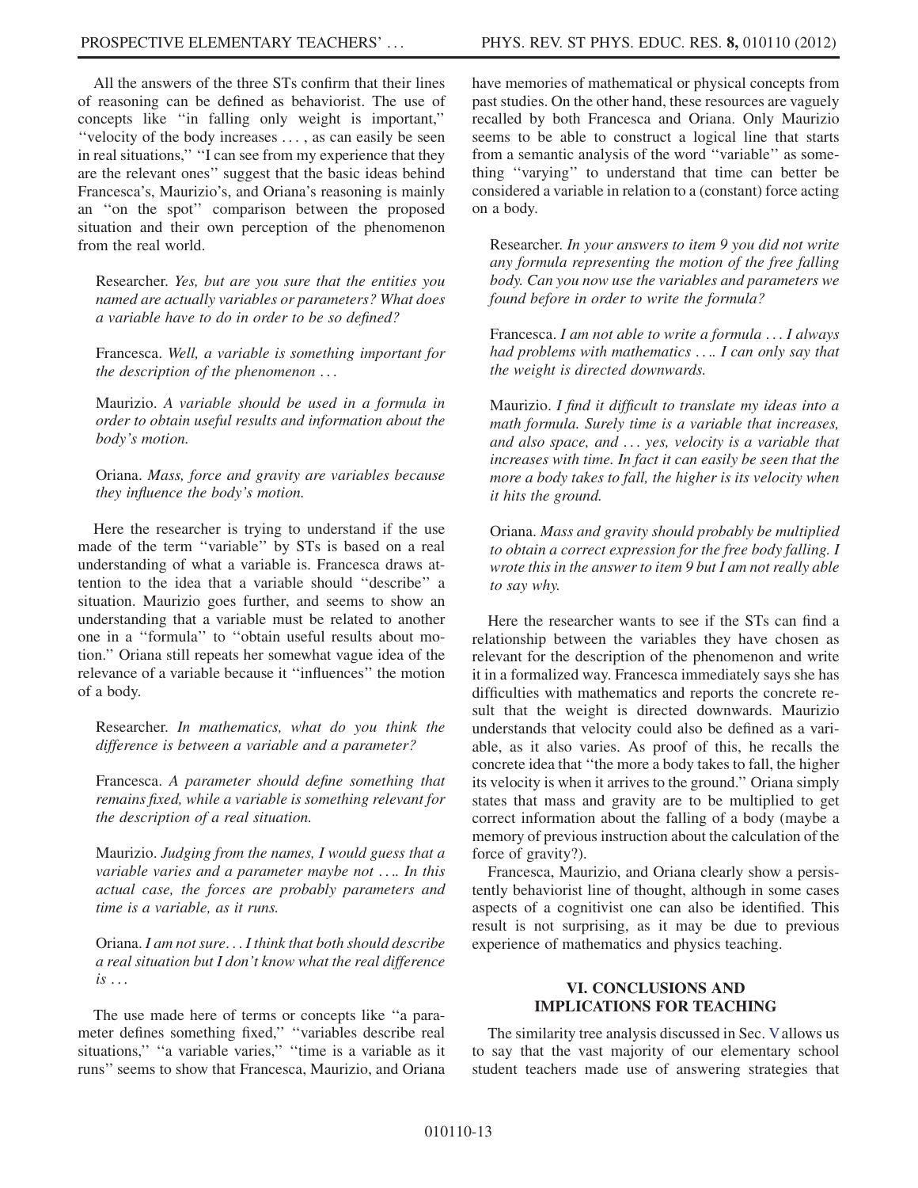All the answers of the three STs confirm that their lines of reasoning can be defined as behaviorist. The use of concepts like ''in falling only weight is important,'' ''velocity of the body increases ... , as can easily be seen in real situations,'' ''I can see from my experience that they are the relevant ones'' suggest that the basic ideas behind Francesca's, Maurizio's, and Oriana's reasoning is mainly an ''on the spot'' comparison between the proposed situation and their own perception of the phenomenon from the real world.

Researcher. *Yes, but are you sure that the entities you named are actually variables or parameters? What does a variable have to do in order to be so defined?*

Francesca. *Well, a variable is something important for the description of the phenomenon ...*

Maurizio. *A variable should be used in a formula in order to obtain useful results and information about the body's motion.*

Oriana. *Mass, force and gravity are variables because they influence the body's motion.*

Here the researcher is trying to understand if the use made of the term ''variable'' by STs is based on a real understanding of what a variable is. Francesca draws attention to the idea that a variable should ''describe'' a situation. Maurizio goes further, and seems to show an understanding that a variable must be related to another one in a ''formula'' to ''obtain useful results about motion.'' Oriana still repeats her somewhat vague idea of the relevance of a variable because it ''influences'' the motion of a body.

Researcher. *In mathematics, what do you think the difference is between a variable and a parameter?*

Francesca. *A parameter should define something that remains fixed, while a variable is something relevant for the description of a real situation.*

Maurizio. *Judging from the names, I would guess that a variable varies and a parameter maybe not .... In this actual case, the forces are probably parameters and time is a variable, as it runs.*

Oriana. *I am not sure... I think that both should describe a real situation but I don't know what the real difference is ...*

The use made here of terms or concepts like ''a parameter defines something fixed,'' ''variables describe real situations,'' ''a variable varies,'' ''time is a variable as it runs'' seems to show that Francesca, Maurizio, and Oriana have memories of mathematical or physical concepts from past studies. On the other hand, these resources are vaguely recalled by both Francesca and Oriana. Only Maurizio seems to be able to construct a logical line that starts from a semantic analysis of the word ''variable'' as something ''varying'' to understand that time can better be considered a variable in relation to a (constant) force acting on a body.

Researcher. *In your answers to item 9 you did not write any formula representing the motion of the free falling body. Can you now use the variables and parameters we found before in order to write the formula?*

Francesca. *I am not able to write a formula ... I always had problems with mathematics .... I can only say that the weight is directed downwards.*

Maurizio. *I find it difficult to translate my ideas into a math formula. Surely time is a variable that increases, and also space, and ... yes, velocity is a variable that increases with time. In fact it can easily be seen that the more a body takes to fall, the higher is its velocity when it hits the ground.*

Oriana. *Mass and gravity should probably be multiplied to obtain a correct expression for the free body falling. I wrote this in the answer to item 9 but I am not really able to say why.*

Here the researcher wants to see if the STs can find a relationship between the variables they have chosen as relevant for the description of the phenomenon and write it in a formalized way. Francesca immediately says she has difficulties with mathematics and reports the concrete result that the weight is directed downwards. Maurizio understands that velocity could also be defined as a variable, as it also varies. As proof of this, he recalls the concrete idea that ''the more a body takes to fall, the higher its velocity is when it arrives to the ground.'' Oriana simply states that mass and gravity are to be multiplied to get correct information about the falling of a body (maybe a memory of previous instruction about the calculation of the force of gravity?).

Francesca, Maurizio, and Oriana clearly show a persistently behaviorist line of thought, although in some cases aspects of a cognitivist one can also be identified. This result is not surprising, as it may be due to previous experience of mathematics and physics teaching.

## VI. CONCLUSIONS AND IMPLICATIONS FOR TEACHING

The similarity tree analysis discussed in Sec. V allows us to say that the vast majority of our elementary school student teachers made use of answering strategies that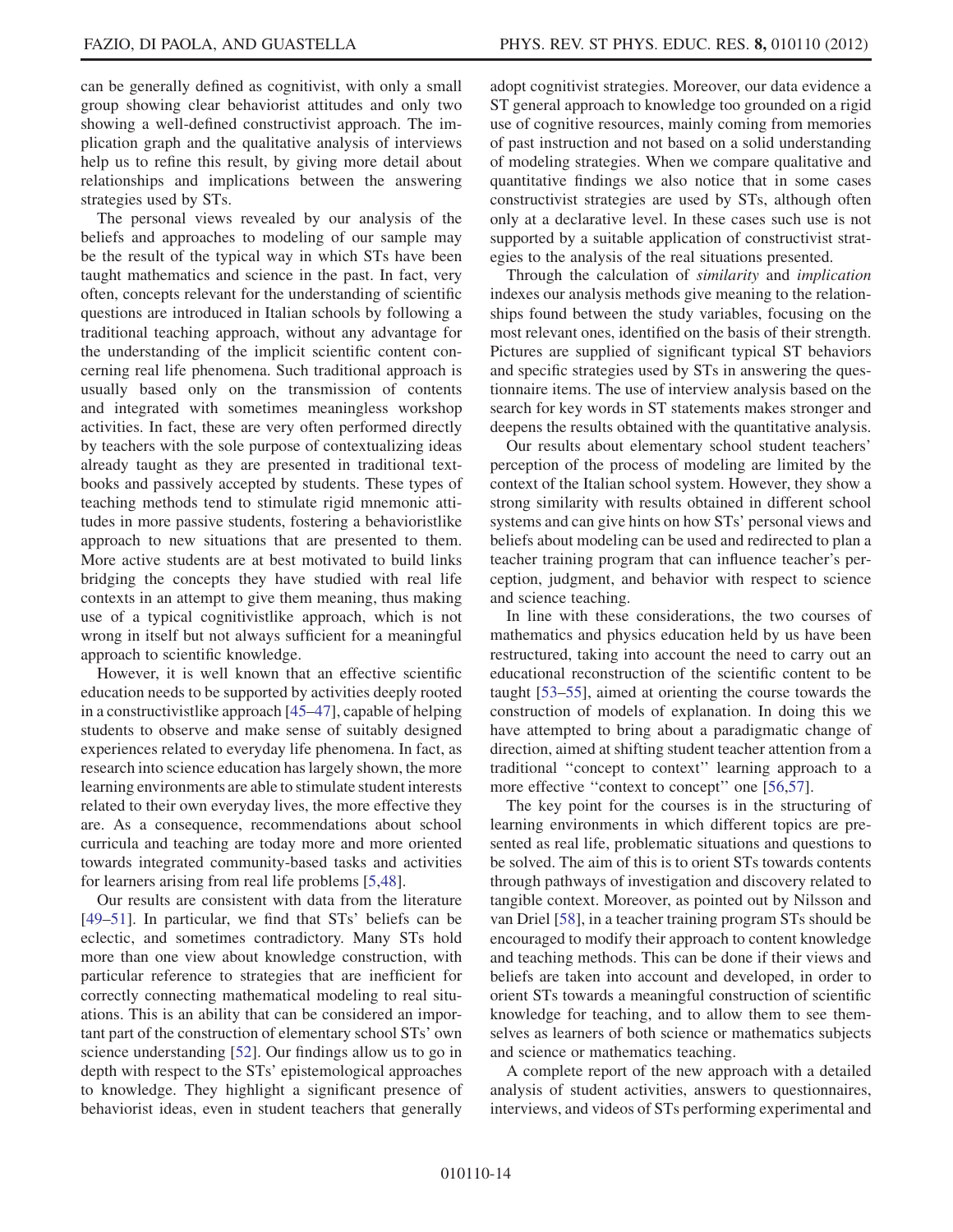can be generally defined as cognitivist, with only a small group showing clear behaviorist attitudes and only two showing a well-defined constructivist approach. The implication graph and the qualitative analysis of interviews help us to refine this result, by giving more detail about relationships and implications between the answering strategies used by STs.

The personal views revealed by our analysis of the beliefs and approaches to modeling of our sample may be the result of the typical way in which STs have been taught mathematics and science in the past. In fact, very often, concepts relevant for the understanding of scientific questions are introduced in Italian schools by following a traditional teaching approach, without any advantage for the understanding of the implicit scientific content concerning real life phenomena. Such traditional approach is usually based only on the transmission of contents and integrated with sometimes meaningless workshop activities. In fact, these are very often performed directly by teachers with the sole purpose of contextualizing ideas already taught as they are presented in traditional textbooks and passively accepted by students. These types of teaching methods tend to stimulate rigid mnemonic attitudes in more passive students, fostering a behavioristlike approach to new situations that are presented to them. More active students are at best motivated to build links bridging the concepts they have studied with real life contexts in an attempt to give them meaning, thus making use of a typical cognitivistlike approach, which is not wrong in itself but not always sufficient for a meaningful approach to scientific knowledge.

However, it is well known that an effective scientific education needs to be supported by activities deeply rooted in a constructivistlike approach [45–47], capable of helping students to observe and make sense of suitably designed experiences related to everyday life phenomena. In fact, as research into science education has largely shown, the more learning environments are able to stimulate student interests related to their own everyday lives, the more effective they are. As a consequence, recommendations about school curricula and teaching are today more and more oriented towards integrated community-based tasks and activities for learners arising from real life problems [5,48].

Our results are consistent with data from the literature [49–51]. In particular, we find that STs' beliefs can be eclectic, and sometimes contradictory. Many STs hold more than one view about knowledge construction, with particular reference to strategies that are inefficient for correctly connecting mathematical modeling to real situations. This is an ability that can be considered an important part of the construction of elementary school STs' own science understanding [52]. Our findings allow us to go in depth with respect to the STs' epistemological approaches to knowledge. They highlight a significant presence of behaviorist ideas, even in student teachers that generally adopt cognitivist strategies. Moreover, our data evidence a ST general approach to knowledge too grounded on a rigid use of cognitive resources, mainly coming from memories of past instruction and not based on a solid understanding of modeling strategies. When we compare qualitative and quantitative findings we also notice that in some cases constructivist strategies are used by STs, although often only at a declarative level. In these cases such use is not supported by a suitable application of constructivist strategies to the analysis of the real situations presented.

Through the calculation of *similarity* and *implication* indexes our analysis methods give meaning to the relationships found between the study variables, focusing on the most relevant ones, identified on the basis of their strength. Pictures are supplied of significant typical ST behaviors and specific strategies used by STs in answering the questionnaire items. The use of interview analysis based on the search for key words in ST statements makes stronger and deepens the results obtained with the quantitative analysis.

Our results about elementary school student teachers' perception of the process of modeling are limited by the context of the Italian school system. However, they show a strong similarity with results obtained in different school systems and can give hints on how STs' personal views and beliefs about modeling can be used and redirected to plan a teacher training program that can influence teacher's perception, judgment, and behavior with respect to science and science teaching.

In line with these considerations, the two courses of mathematics and physics education held by us have been restructured, taking into account the need to carry out an educational reconstruction of the scientific content to be taught [53–55], aimed at orienting the course towards the construction of models of explanation. In doing this we have attempted to bring about a paradigmatic change of direction, aimed at shifting student teacher attention from a traditional "concept to context" learning approach to a more effective "context to concept" one [56,57].

The key point for the courses is in the structuring of learning environments in which different topics are presented as real life, problematic situations and questions to be solved. The aim of this is to orient STs towards contents through pathways of investigation and discovery related to tangible context. Moreover, as pointed out by Nilsson and van Driel [58], in a teacher training program STs should be encouraged to modify their approach to content knowledge and teaching methods. This can be done if their views and beliefs are taken into account and developed, in order to orient STs towards a meaningful construction of scientific knowledge for teaching, and to allow them to see themselves as learners of both science or mathematics subjects and science or mathematics teaching.

A complete report of the new approach with a detailed analysis of student activities, answers to questionnaires, interviews, and videos of STs performing experimental and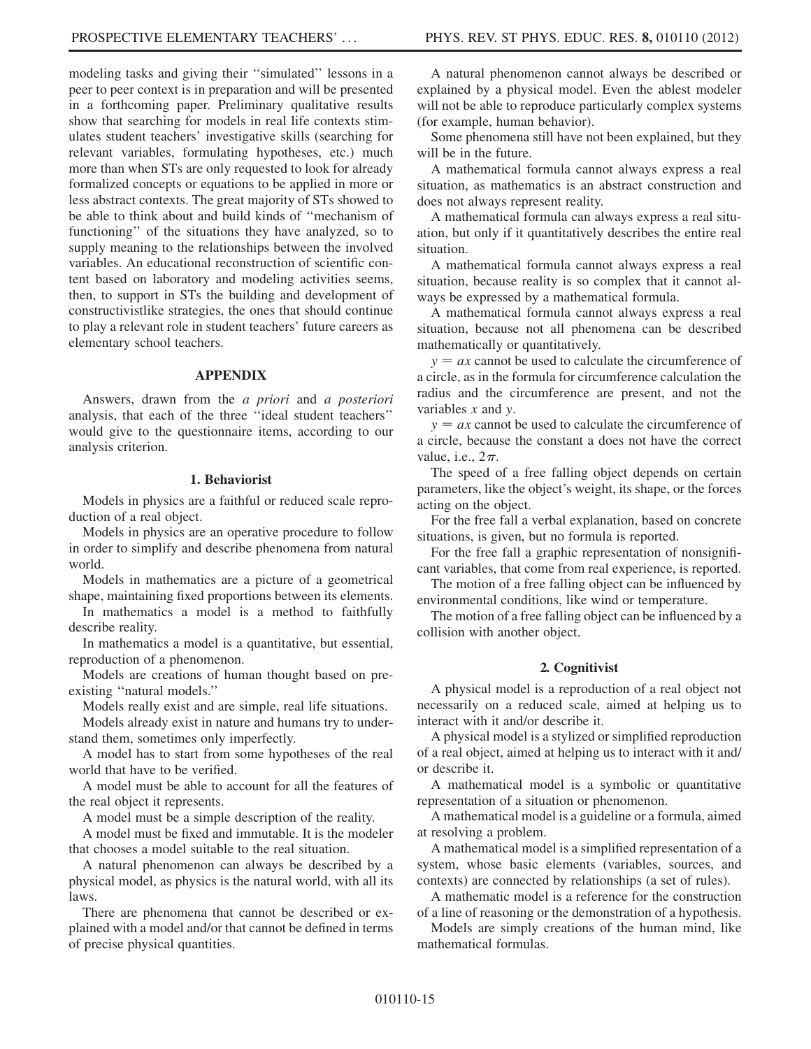modeling tasks and giving their ''simulated'' lessons in a peer to peer context is in preparation and will be presented in a forthcoming paper. Preliminary qualitative results show that searching for models in real life contexts stimulates student teachers' investigative skills (searching for relevant variables, formulating hypotheses, etc.) much more than when STs are only requested to look for already formalized concepts or equations to be applied in more or less abstract contexts. The great majority of STs showed to be able to think about and build kinds of ''mechanism of functioning'' of the situations they have analyzed, so to supply meaning to the relationships between the involved variables. An educational reconstruction of scientific content based on laboratory and modeling activities seems, then, to support in STs the building and development of constructivistlike strategies, the ones that should continue to play a relevant role in student teachers' future careers as elementary school teachers.

## APPENDIX

Answers, drawn from the *a priori* and *a posteriori* analysis, that each of the three ''ideal student teachers'' would give to the questionnaire items, according to our analysis criterion.

### 1. Behaviorist

Models in physics are a faithful or reduced scale reproduction of a real object.

Models in physics are an operative procedure to follow in order to simplify and describe phenomena from natural world.

Models in mathematics are a picture of a geometrical shape, maintaining fixed proportions between its elements.

In mathematics a model is a method to faithfully describe reality.

In mathematics a model is a quantitative, but essential, reproduction of a phenomenon.

Models are creations of human thought based on preexisting ''natural models.''

Models really exist and are simple, real life situations.

Models already exist in nature and humans try to understand them, sometimes only imperfectly.

A model has to start from some hypotheses of the real world that have to be verified.

A model must be able to account for all the features of the real object it represents.

A model must be a simple description of the reality.

A model must be fixed and immutable. It is the modeler that chooses a model suitable to the real situation.

A natural phenomenon can always be described by a physical model, as physics is the natural world, with all its laws.

There are phenomena that cannot be described or explained with a model and/or that cannot be defined in terms of precise physical quantities.

A natural phenomenon cannot always be described or explained by a physical model. Even the ablest modeler will not be able to reproduce particularly complex systems (for example, human behavior).

Some phenomena still have not been explained, but they will be in the future.

A mathematical formula cannot always express a real situation, as mathematics is an abstract construction and does not always represent reality.

A mathematical formula can always express a real situation, but only if it quantitatively describes the entire real situation.

A mathematical formula cannot always express a real situation, because reality is so complex that it cannot always be expressed by a mathematical formula.

A mathematical formula cannot always express a real situation, because not all phenomena can be described mathematically or quantitatively.

$y = ax$ cannot be used to calculate the circumference of a circle, as in the formula for circumference calculation the radius and the circumference are present, and not the variables $x$ and $y$.

$y = ax$ cannot be used to calculate the circumference of a circle, because the constant a does not have the correct value, i.e., $2\pi$.

The speed of a free falling object depends on certain parameters, like the object's weight, its shape, or the forces acting on the object.

For the free fall a verbal explanation, based on concrete situations, is given, but no formula is reported.

For the free fall a graphic representation of nonsignificant variables, that come from real experience, is reported.

The motion of a free falling object can be influenced by environmental conditions, like wind or temperature.

The motion of a free falling object can be influenced by a collision with another object.

### 2. Cognitivist

A physical model is a reproduction of a real object not necessarily on a reduced scale, aimed at helping us to interact with it and/or describe it.

A physical model is a stylized or simplified reproduction of a real object, aimed at helping us to interact with it and/ or describe it.

A mathematical model is a symbolic or quantitative representation of a situation or phenomenon.

A mathematical model is a guideline or a formula, aimed at resolving a problem.

A mathematical model is a simplified representation of a system, whose basic elements (variables, sources, and contexts) are connected by relationships (a set of rules).

A mathematic model is a reference for the construction of a line of reasoning or the demonstration of a hypothesis.

Models are simply creations of the human mind, like mathematical formulas.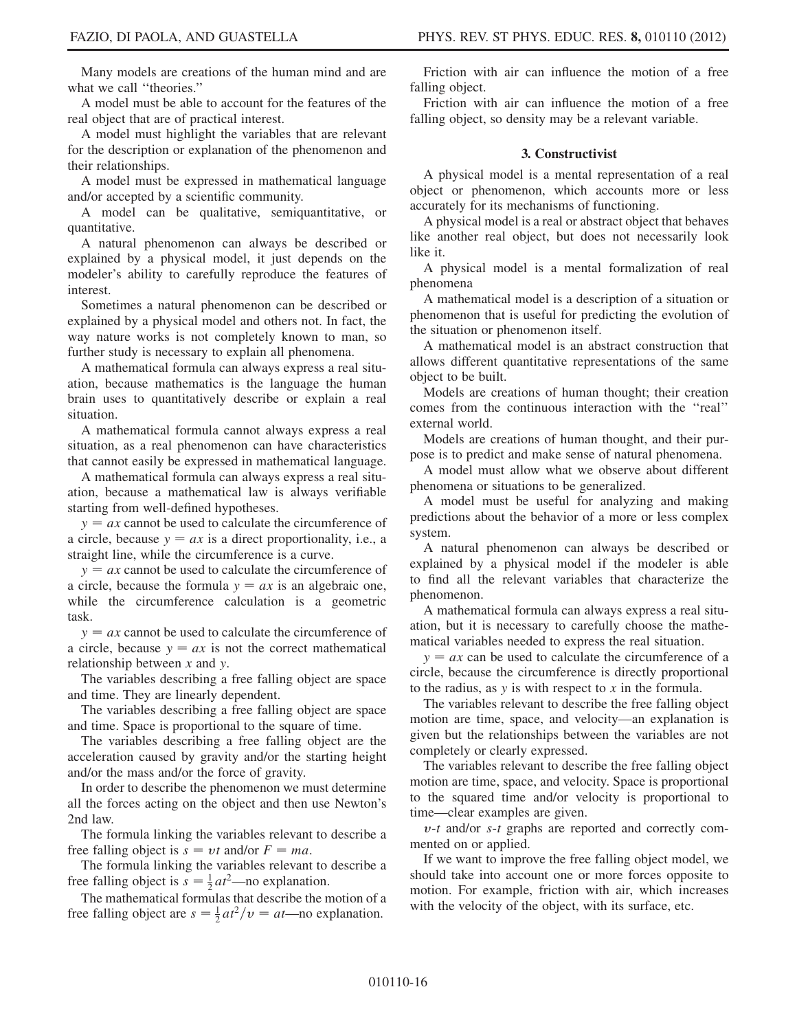Many models are creations of the human mind and are what we call ''theories.''

A model must be able to account for the features of the real object that are of practical interest.

A model must highlight the variables that are relevant for the description or explanation of the phenomenon and their relationships.

A model must be expressed in mathematical language and/or accepted by a scientific community.

A model can be qualitative, semiquantitative, or quantitative.

A natural phenomenon can always be described or explained by a physical model, it just depends on the modeler's ability to carefully reproduce the features of interest.

Sometimes a natural phenomenon can be described or explained by a physical model and others not. In fact, the way nature works is not completely known to man, so further study is necessary to explain all phenomena.

A mathematical formula can always express a real situation, because mathematics is the language the human brain uses to quantitatively describe or explain a real situation.

A mathematical formula cannot always express a real situation, as a real phenomenon can have characteristics that cannot easily be expressed in mathematical language.

A mathematical formula can always express a real situation, because a mathematical law is always verifiable starting from well-defined hypotheses.

$y = ax$ cannot be used to calculate the circumference of a circle, because $y = ax$ is a direct proportionality, i.e., a straight line, while the circumference is a curve.

$y = ax$ cannot be used to calculate the circumference of a circle, because the formula $y = ax$ is an algebraic one, while the circumference calculation is a geometric task.

$y = ax$ cannot be used to calculate the circumference of a circle, because $y = ax$ is not the correct mathematical relationship between $x$ and $y$.

The variables describing a free falling object are space and time. They are linearly dependent.

The variables describing a free falling object are space and time. Space is proportional to the square of time.

The variables describing a free falling object are the acceleration caused by gravity and/or the starting height and/or the mass and/or the force of gravity.

In order to describe the phenomenon we must determine all the forces acting on the object and then use Newton's 2nd law.

The formula linking the variables relevant to describe a free falling object is $s = vt$ and/or $F = ma$.

The formula linking the variables relevant to describe a free falling object is $s = \frac{1}{2}at^2$—no explanation.

The mathematical formulas that describe the motion of a free falling object are $s = \frac{1}{2}at^2/v = at$—no explanation.

Friction with air can influence the motion of a free falling object.

Friction with air can influence the motion of a free falling object, so density may be a relevant variable.

### 3. Constructivist

A physical model is a mental representation of a real object or phenomenon, which accounts more or less accurately for its mechanisms of functioning.

A physical model is a real or abstract object that behaves like another real object, but does not necessarily look like it.

A physical model is a mental formalization of real phenomena

A mathematical model is a description of a situation or phenomenon that is useful for predicting the evolution of the situation or phenomenon itself.

A mathematical model is an abstract construction that allows different quantitative representations of the same object to be built.

Models are creations of human thought; their creation comes from the continuous interaction with the ''real'' external world.

Models are creations of human thought, and their purpose is to predict and make sense of natural phenomena.

A model must allow what we observe about different phenomena or situations to be generalized.

A model must be useful for analyzing and making predictions about the behavior of a more or less complex system.

A natural phenomenon can always be described or explained by a physical model if the modeler is able to find all the relevant variables that characterize the phenomenon.

A mathematical formula can always express a real situation, but it is necessary to carefully choose the mathematical variables needed to express the real situation.

$y = ax$ can be used to calculate the circumference of a circle, because the circumference is directly proportional to the radius, as $y$ is with respect to $x$ in the formula.

The variables relevant to describe the free falling object motion are time, space, and velocity—an explanation is given but the relationships between the variables are not completely or clearly expressed.

The variables relevant to describe the free falling object motion are time, space, and velocity. Space is proportional to the squared time and/or velocity is proportional to time—clear examples are given.

$v$-$t$ and/or $s$-$t$ graphs are reported and correctly commented on or applied.

If we want to improve the free falling object model, we should take into account one or more forces opposite to motion. For example, friction with air, which increases with the velocity of the object, with its surface, etc.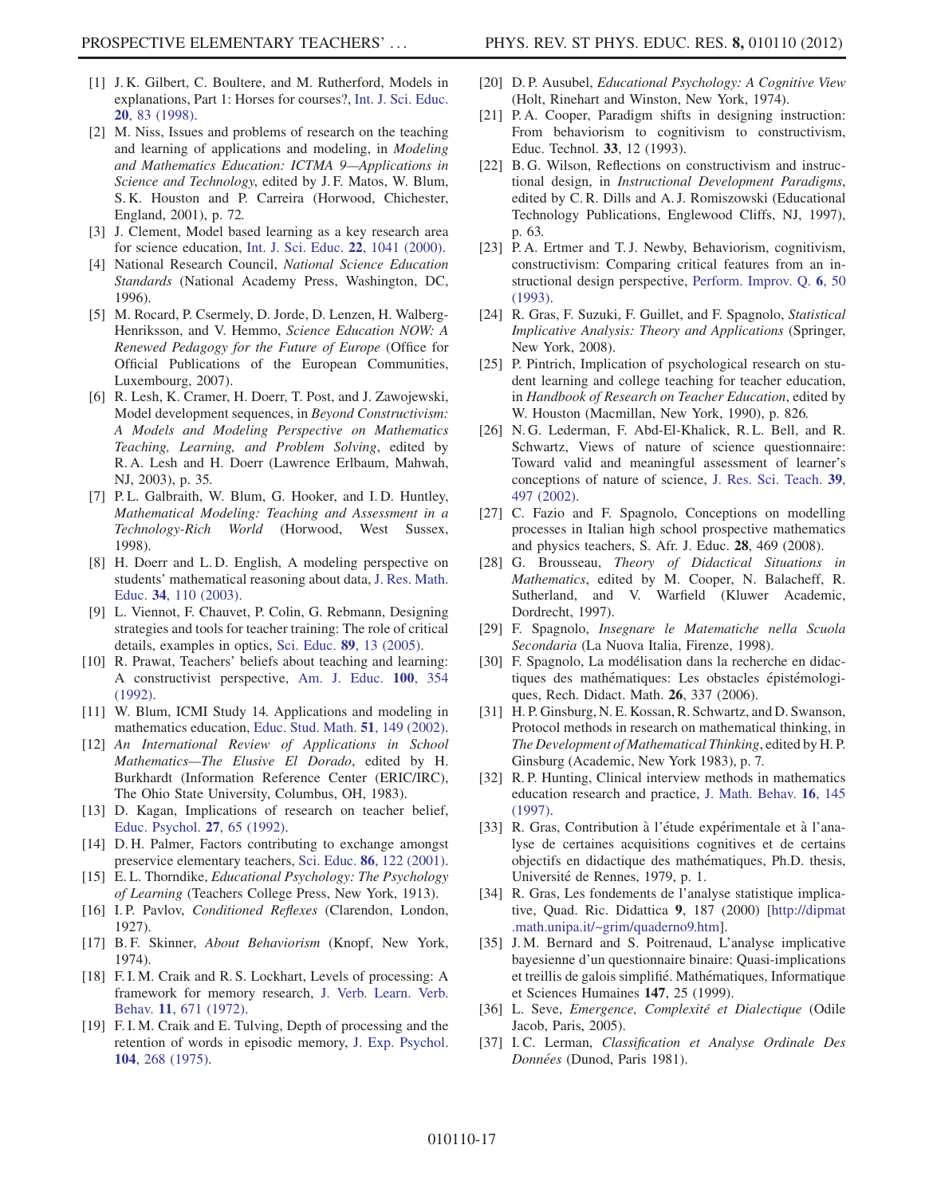[1] J. K. Gilbert, C. Boultere, and M. Rutherford, Models in explanations, Part 1: Horses for courses?, Int. J. Sci. Educ. **20**, 83 (1998).

[2] M. Niss, Issues and problems of research on the teaching and learning of applications and modeling, in *Modeling and Mathematics Education: ICTMA 9—Applications in Science and Technology*, edited by J. F. Matos, W. Blum, S. K. Houston and P. Carreira (Horwood, Chichester, England, 2001), p. 72.

[3] J. Clement, Model based learning as a key research area for science education, Int. J. Sci. Educ. **22**, 1041 (2000).

[4] National Research Council, *National Science Education Standards* (National Academy Press, Washington, DC, 1996).

[5] M. Rocard, P. Csermely, D. Jorde, D. Lenzen, H. Walberg-Henriksson, and V. Hemmo, *Science Education NOW: A Renewed Pedagogy for the Future of Europe* (Office for Official Publications of the European Communities, Luxembourg, 2007).

[6] R. Lesh, K. Cramer, H. Doerr, T. Post, and J. Zawojewski, Model development sequences, in *Beyond Constructivism: A Models and Modeling Perspective on Mathematics Teaching, Learning, and Problem Solving*, edited by R. A. Lesh and H. Doerr (Lawrence Erlbaum, Mahwah, NJ, 2003), p. 35.

[7] P. L. Galbraith, W. Blum, G. Hooker, and I. D. Huntley, *Mathematical Modeling: Teaching and Assessment in a Technology-Rich World* (Horwood, West Sussex, 1998).

[8] H. Doerr and L. D. English, A modeling perspective on students' mathematical reasoning about data, J. Res. Math. Educ. **34**, 110 (2003).

[9] L. Viennot, F. Chauvet, P. Colin, G. Rebmann, Designing strategies and tools for teacher training: The role of critical details, examples in optics, Sci. Educ. **89**, 13 (2005).

[10] R. Prawat, Teachers' beliefs about teaching and learning: A constructivist perspective, Am. J. Educ. **100**, 354 (1992).

[11] W. Blum, ICMI Study 14. Applications and modeling in mathematics education, Educ. Stud. Math. **51**, 149 (2002).

[12] *An International Review of Applications in School Mathematics—The Elusive El Dorado*, edited by H. Burkhardt (Information Reference Center (ERIC/IRC), The Ohio State University, Columbus, OH, 1983).

[13] D. Kagan, Implications of research on teacher belief, Educ. Psychol. **27**, 65 (1992).

[14] D. H. Palmer, Factors contributing to exchange amongst preservice elementary teachers, Sci. Educ. **86**, 122 (2001).

[15] E. L. Thorndike, *Educational Psychology: The Psychology of Learning* (Teachers College Press, New York, 1913).

[16] I. P. Pavlov, *Conditioned Reflexes* (Clarendon, London, 1927).

[17] B. F. Skinner, *About Behaviorism* (Knopf, New York, 1974).

[18] F. I. M. Craik and R. S. Lockhart, Levels of processing: A framework for memory research, J. Verb. Learn. Verb. Behav. **11**, 671 (1972).

[19] F. I. M. Craik and E. Tulving, Depth of processing and the retention of words in episodic memory, J. Exp. Psychol. **104**, 268 (1975).

[20] D. P. Ausubel, *Educational Psychology: A Cognitive View* (Holt, Rinehart and Winston, New York, 1974).

[21] P. A. Cooper, Paradigm shifts in designing instruction: From behaviorism to cognitivism to constructivism, Educ. Technol. **33**, 12 (1993).

[22] B. G. Wilson, Reflections on constructivism and instructional design, in *Instructional Development Paradigms*, edited by C. R. Dills and A. J. Romiszowski (Educational Technology Publications, Englewood Cliffs, NJ, 1997), p. 63.

[23] P. A. Ertmer and T. J. Newby, Behaviorism, cognitivism, constructivism: Comparing critical features from an instructional design perspective, Perform. Improv. Q. **6**, 50 (1993).

[24] R. Gras, F. Suzuki, F. Guillet, and F. Spagnolo, *Statistical Implicative Analysis: Theory and Applications* (Springer, New York, 2008).

[25] P. Pintrich, Implication of psychological research on student learning and college teaching for teacher education, in *Handbook of Research on Teacher Education*, edited by W. Houston (Macmillan, New York, 1990), p. 826.

[26] N. G. Lederman, F. Abd-El-Khalick, R. L. Bell, and R. Schwartz, Views of nature of science questionnaire: Toward valid and meaningful assessment of learner's conceptions of nature of science, J. Res. Sci. Teach. **39**, 497 (2002).

[27] C. Fazio and F. Spagnolo, Conceptions on modelling processes in Italian high school prospective mathematics and physics teachers, S. Afr. J. Educ. **28**, 469 (2008).

[28] G. Brousseau, *Theory of Didactical Situations in Mathematics*, edited by M. Cooper, N. Balacheff, R. Sutherland, and V. Warfield (Kluwer Academic, Dordrecht, 1997).

[29] F. Spagnolo, *Insegnare le Matematiche nella Scuola Secondaria* (La Nuova Italia, Firenze, 1998).

[30] F. Spagnolo, La modélisation dans la recherche en didactiques des mathématiques: Les obstacles épistémologiques, Rech. Didact. Math. **26**, 337 (2006).

[31] H. P. Ginsburg, N. E. Kossan, R. Schwartz, and D. Swanson, Protocol methods in research on mathematical thinking, in *The Development of Mathematical Thinking*, edited by H. P. Ginsburg (Academic, New York 1983), p. 7.

[32] R. P. Hunting, Clinical interview methods in mathematics education research and practice, J. Math. Behav. **16**, 145 (1997).

[33] R. Gras, Contribution à l'étude expérimentale et à l'analyse de certaines acquisitions cognitives et de certains objectifs en didactique des mathématiques, Ph.D. thesis, Université de Rennes, 1979, p. 1.

[34] R. Gras, Les fondements de l'analyse statistique implicative, Quad. Ric. Didattica **9**, 187 (2000) [http://dipmat.math.unipa.it/~grim/quaderno9.htm].

[35] J. M. Bernard and S. Poitrenaud, L'analyse implicative bayesienne d'un questionnaire binaire: Quasi-implications et treillis de galois simplifié. Mathématiques, Informatique et Sciences Humaines **147**, 25 (1999).

[36] L. Seve, *Emergence, Complexité et Dialectique* (Odile Jacob, Paris, 2005).

[37] I. C. Lerman, *Classification et Analyse Ordinale Des Données* (Dunod, Paris 1981).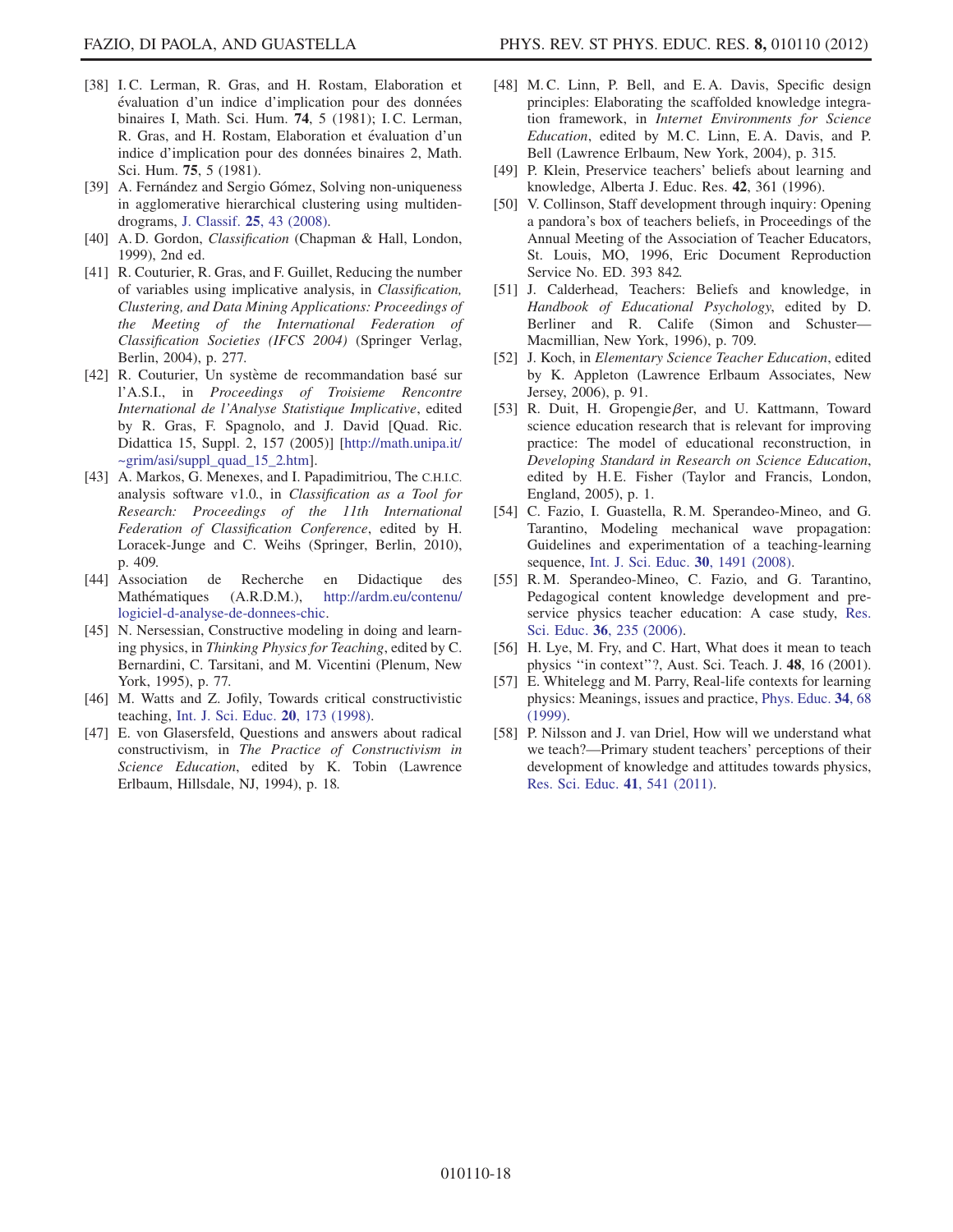[38] I. C. Lerman, R. Gras, and H. Rostam, Elaboration et évaluation d'un indice d'implication pour des données binaires I, Math. Sci. Hum. **74**, 5 (1981); I. C. Lerman, R. Gras, and H. Rostam, Elaboration et évaluation d'un indice d'implication pour des données binaires 2, Math. Sci. Hum. **75**, 5 (1981).

[39] A. Fernández and Sergio Gómez, Solving non-uniqueness in agglomerative hierarchical clustering using multidendrograms, J. Classif. **25**, 43 (2008).

[40] A. D. Gordon, *Classification* (Chapman & Hall, London, 1999), 2nd ed.

[41] R. Couturier, R. Gras, and F. Guillet, Reducing the number of variables using implicative analysis, in *Classification, Clustering, and Data Mining Applications: Proceedings of the Meeting of the International Federation of Classification Societies (IFCS 2004)* (Springer Verlag, Berlin, 2004), p. 277.

[42] R. Couturier, Un système de recommandation basé sur l'A.S.I., in *Proceedings of Troisieme Rencontre International de l'Analyse Statistique Implicative*, edited by R. Gras, F. Spagnolo, and J. David [Quad. Ric. Didattica 15, Suppl. 2, 157 (2005)] [http://math.unipa.it/~grim/asi/suppl_quad_15_2.htm].

[43] A. Markos, G. Menexes, and I. Papadimitriou, The C.H.I.C. analysis software v1.0., in *Classification as a Tool for Research: Proceedings of the 11th International Federation of Classification Conference*, edited by H. Loracek-Junge and C. Weihs (Springer, Berlin, 2010), p. 409.

[44] Association de Recherche en Didactique des Mathématiques (A.R.D.M.), http://ardm.eu/contenu/logiciel-d-analyse-de-donnees-chic.

[45] N. Nersessian, Constructive modeling in doing and learning physics, in *Thinking Physics for Teaching*, edited by C. Bernardini, C. Tarsitani, and M. Vicentini (Plenum, New York, 1995), p. 77.

[46] M. Watts and Z. Jofily, Towards critical constructivistic teaching, Int. J. Sci. Educ. **20**, 173 (1998).

[47] E. von Glasersfeld, Questions and answers about radical constructivism, in *The Practice of Constructivism in Science Education*, edited by K. Tobin (Lawrence Erlbaum, Hillsdale, NJ, 1994), p. 18.

[48] M. C. Linn, P. Bell, and E. A. Davis, Specific design principles: Elaborating the scaffolded knowledge integration framework, in *Internet Environments for Science Education*, edited by M. C. Linn, E. A. Davis, and P. Bell (Lawrence Erlbaum, New York, 2004), p. 315.

[49] P. Klein, Preservice teachers' beliefs about learning and knowledge, Alberta J. Educ. Res. **42**, 361 (1996).

[50] V. Collinson, Staff development through inquiry: Opening a pandora's box of teachers beliefs, in Proceedings of the Annual Meeting of the Association of Teacher Educators, St. Louis, MO, 1996, Eric Document Reproduction Service No. ED. 393 842.

[51] J. Calderhead, Teachers: Beliefs and knowledge, in *Handbook of Educational Psychology*, edited by D. Berliner and R. Calife (Simon and Schuster—Macmillian, New York, 1996), p. 709.

[52] J. Koch, in *Elementary Science Teacher Education*, edited by K. Appleton (Lawrence Erlbaum Associates, New Jersey, 2006), p. 91.

[53] R. Duit, H. Gropengie$\beta$er, and U. Kattmann, Toward science education research that is relevant for improving practice: The model of educational reconstruction, in *Developing Standard in Research on Science Education*, edited by H. E. Fisher (Taylor and Francis, London, England, 2005), p. 1.

[54] C. Fazio, I. Guastella, R. M. Sperandeo-Mineo, and G. Tarantino, Modeling mechanical wave propagation: Guidelines and experimentation of a teaching-learning sequence, Int. J. Sci. Educ. **30**, 1491 (2008).

[55] R. M. Sperandeo-Mineo, C. Fazio, and G. Tarantino, Pedagogical content knowledge development and preservice physics teacher education: A case study, Res. Sci. Educ. **36**, 235 (2006).

[56] H. Lye, M. Fry, and C. Hart, What does it mean to teach physics "in context"?, Aust. Sci. Teach. J. **48**, 16 (2001).

[57] E. Whitelegg and M. Parry, Real-life contexts for learning physics: Meanings, issues and practice, Phys. Educ. **34**, 68 (1999).

[58] P. Nilsson and J. van Driel, How will we understand what we teach?—Primary student teachers' perceptions of their development of knowledge and attitudes towards physics, Res. Sci. Educ. **41**, 541 (2011).